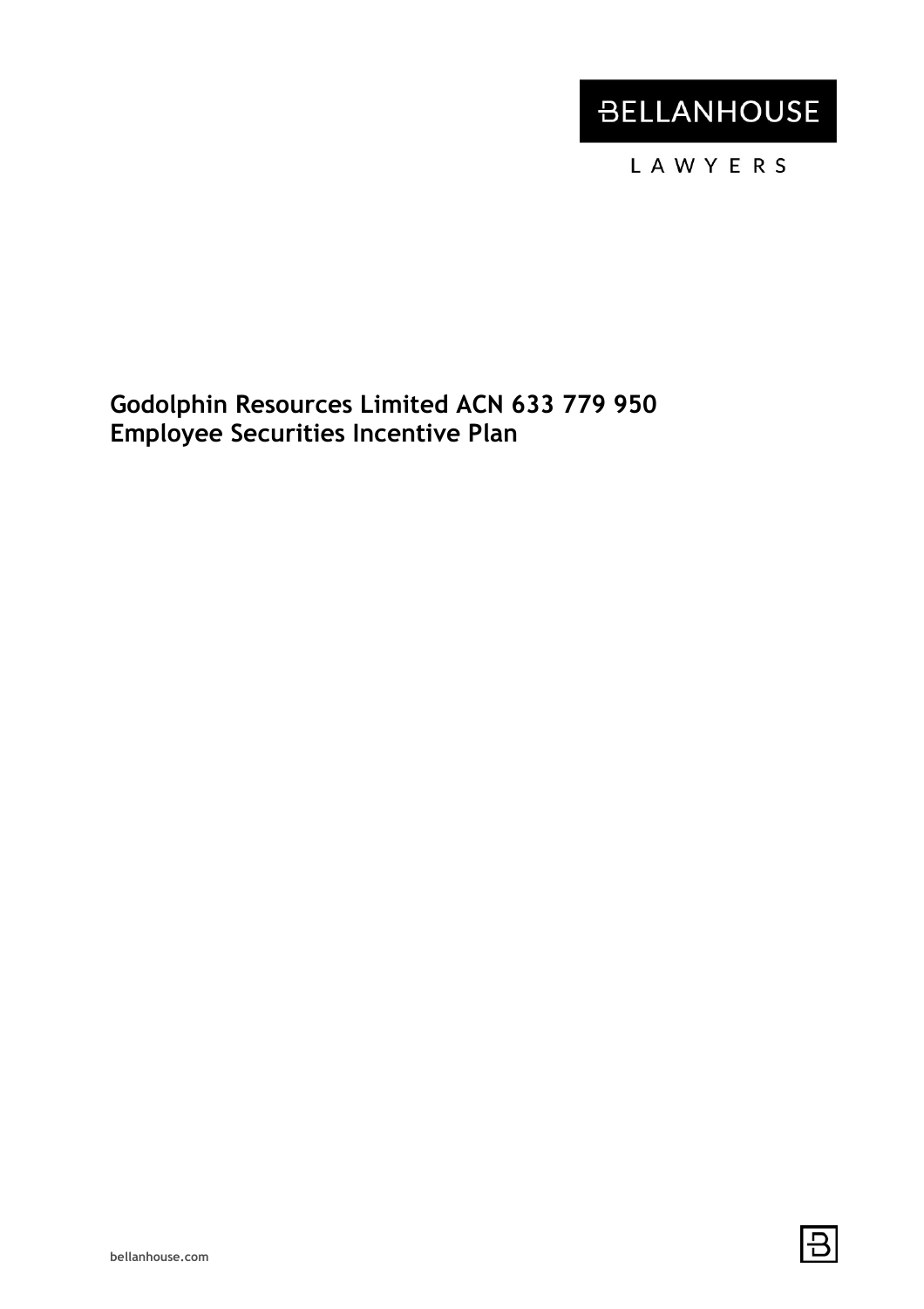BELLANHOUSE

LAWYERS

# Godolphin Resources Limited ACN 633 779 950
# Employee Securities Incentive Plan

bellanhouse.com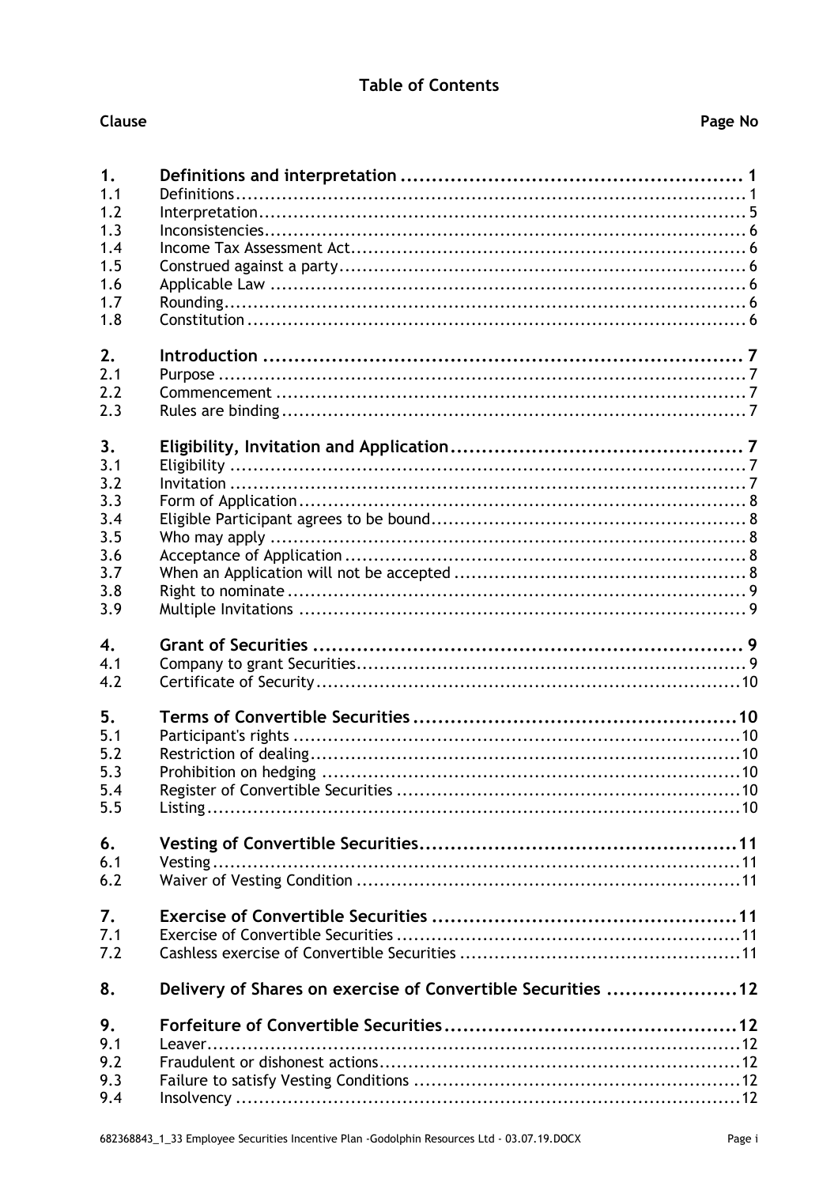# Table of Contents

| Clause | | Page No |
|---|---|---|
| **1.** | **Definitions and interpretation** | **1** |
| 1.1 | Definitions | 1 |
| 1.2 | Interpretation | 5 |
| 1.3 | Inconsistencies | 6 |
| 1.4 | Income Tax Assessment Act | 6 |
| 1.5 | Construed against a party | 6 |
| 1.6 | Applicable Law | 6 |
| 1.7 | Rounding | 6 |
| 1.8 | Constitution | 6 |
| **2.** | **Introduction** | **7** |
| 2.1 | Purpose | 7 |
| 2.2 | Commencement | 7 |
| 2.3 | Rules are binding | 7 |
| **3.** | **Eligibility, Invitation and Application** | **7** |
| 3.1 | Eligibility | 7 |
| 3.2 | Invitation | 7 |
| 3.3 | Form of Application | 8 |
| 3.4 | Eligible Participant agrees to be bound | 8 |
| 3.5 | Who may apply | 8 |
| 3.6 | Acceptance of Application | 8 |
| 3.7 | When an Application will not be accepted | 8 |
| 3.8 | Right to nominate | 9 |
| 3.9 | Multiple Invitations | 9 |
| **4.** | **Grant of Securities** | **9** |
| 4.1 | Company to grant Securities | 9 |
| 4.2 | Certificate of Security | 10 |
| **5.** | **Terms of Convertible Securities** | **10** |
| 5.1 | Participant's rights | 10 |
| 5.2 | Restriction of dealing | 10 |
| 5.3 | Prohibition on hedging | 10 |
| 5.4 | Register of Convertible Securities | 10 |
| 5.5 | Listing | 10 |
| **6.** | **Vesting of Convertible Securities** | **11** |
| 6.1 | Vesting | 11 |
| 6.2 | Waiver of Vesting Condition | 11 |
| **7.** | **Exercise of Convertible Securities** | **11** |
| 7.1 | Exercise of Convertible Securities | 11 |
| 7.2 | Cashless exercise of Convertible Securities | 11 |
| **8.** | **Delivery of Shares on exercise of Convertible Securities** | **12** |
| **9.** | **Forfeiture of Convertible Securities** | **12** |
| 9.1 | Leaver | 12 |
| 9.2 | Fraudulent or dishonest actions | 12 |
| 9.3 | Failure to satisfy Vesting Conditions | 12 |
| 9.4 | Insolvency | 12 |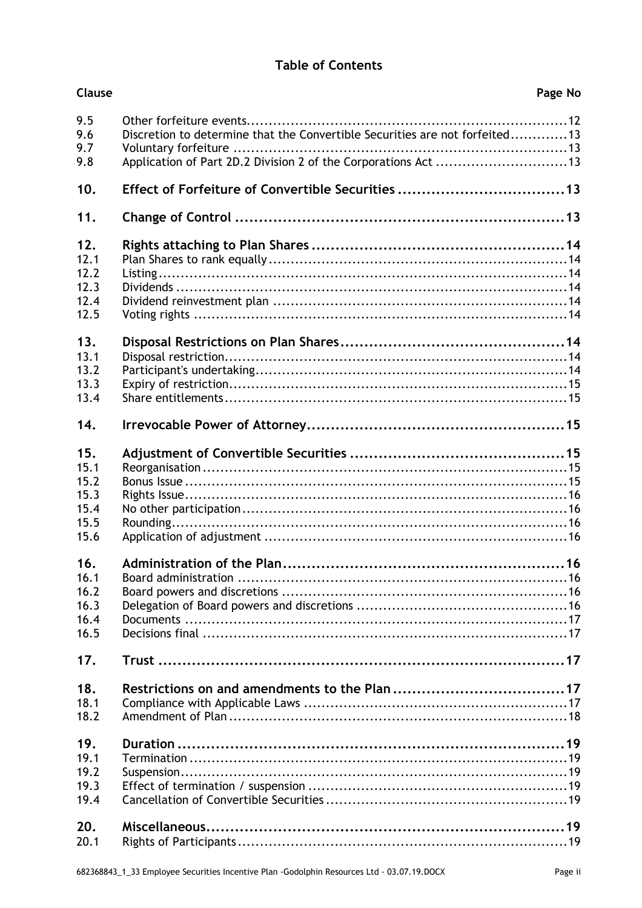**Table of Contents**

| Clause | | Page No |
|---|---|---|
| 9.5 | Other forfeiture events | 12 |
| 9.6 | Discretion to determine that the Convertible Securities are not forfeited | 13 |
| 9.7 | Voluntary forfeiture | 13 |
| 9.8 | Application of Part 2D.2 Division 2 of the Corporations Act | 13 |
| **10.** | **Effect of Forfeiture of Convertible Securities** | **13** |
| **11.** | **Change of Control** | **13** |
| **12.** | **Rights attaching to Plan Shares** | **14** |
| 12.1 | Plan Shares to rank equally | 14 |
| 12.2 | Listing | 14 |
| 12.3 | Dividends | 14 |
| 12.4 | Dividend reinvestment plan | 14 |
| 12.5 | Voting rights | 14 |
| **13.** | **Disposal Restrictions on Plan Shares** | **14** |
| 13.1 | Disposal restriction | 14 |
| 13.2 | Participant's undertaking | 14 |
| 13.3 | Expiry of restriction | 15 |
| 13.4 | Share entitlements | 15 |
| **14.** | **Irrevocable Power of Attorney** | **15** |
| **15.** | **Adjustment of Convertible Securities** | **15** |
| 15.1 | Reorganisation | 15 |
| 15.2 | Bonus Issue | 15 |
| 15.3 | Rights Issue | 16 |
| 15.4 | No other participation | 16 |
| 15.5 | Rounding | 16 |
| 15.6 | Application of adjustment | 16 |
| **16.** | **Administration of the Plan** | **16** |
| 16.1 | Board administration | 16 |
| 16.2 | Board powers and discretions | 16 |
| 16.3 | Delegation of Board powers and discretions | 16 |
| 16.4 | Documents | 17 |
| 16.5 | Decisions final | 17 |
| **17.** | **Trust** | **17** |
| **18.** | **Restrictions on and amendments to the Plan** | **17** |
| 18.1 | Compliance with Applicable Laws | 17 |
| 18.2 | Amendment of Plan | 18 |
| **19.** | **Duration** | **19** |
| 19.1 | Termination | 19 |
| 19.2 | Suspension | 19 |
| 19.3 | Effect of termination / suspension | 19 |
| 19.4 | Cancellation of Convertible Securities | 19 |
| **20.** | **Miscellaneous** | **19** |
| 20.1 | Rights of Participants | 19 |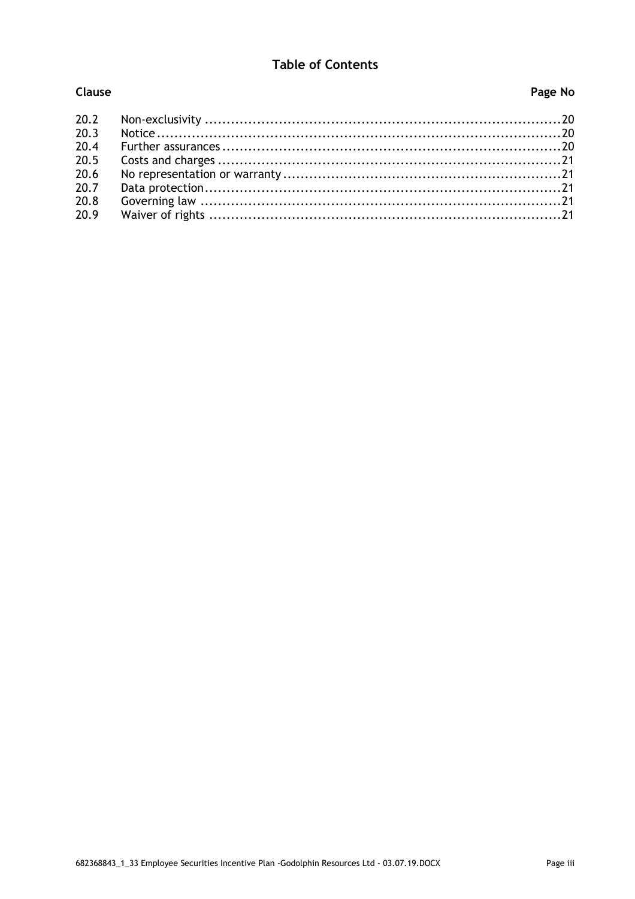## Table of Contents

| Clause | | Page No |
|---|---|---|
| 20.2 | Non-exclusivity | 20 |
| 20.3 | Notice | 20 |
| 20.4 | Further assurances | 20 |
| 20.5 | Costs and charges | 21 |
| 20.6 | No representation or warranty | 21 |
| 20.7 | Data protection | 21 |
| 20.8 | Governing law | 21 |
| 20.9 | Waiver of rights | 21 |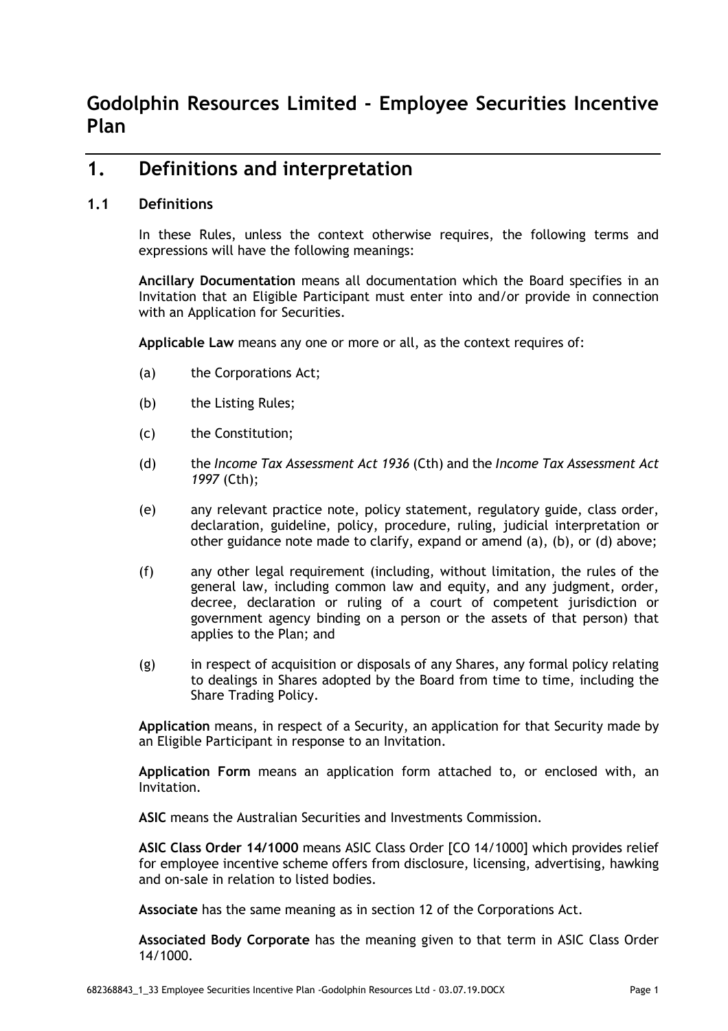# Godolphin Resources Limited - Employee Securities Incentive Plan

## 1. Definitions and interpretation

### 1.1 Definitions

In these Rules, unless the context otherwise requires, the following terms and expressions will have the following meanings:

**Ancillary Documentation** means all documentation which the Board specifies in an Invitation that an Eligible Participant must enter into and/or provide in connection with an Application for Securities.

**Applicable Law** means any one or more or all, as the context requires of:

(a) the Corporations Act;

(b) the Listing Rules;

(c) the Constitution;

(d) the *Income Tax Assessment Act 1936* (Cth) and the *Income Tax Assessment Act 1997* (Cth);

(e) any relevant practice note, policy statement, regulatory guide, class order, declaration, guideline, policy, procedure, ruling, judicial interpretation or other guidance note made to clarify, expand or amend (a), (b), or (d) above;

(f) any other legal requirement (including, without limitation, the rules of the general law, including common law and equity, and any judgment, order, decree, declaration or ruling of a court of competent jurisdiction or government agency binding on a person or the assets of that person) that applies to the Plan; and

(g) in respect of acquisition or disposals of any Shares, any formal policy relating to dealings in Shares adopted by the Board from time to time, including the Share Trading Policy.

**Application** means, in respect of a Security, an application for that Security made by an Eligible Participant in response to an Invitation.

**Application Form** means an application form attached to, or enclosed with, an Invitation.

**ASIC** means the Australian Securities and Investments Commission.

**ASIC Class Order 14/1000** means ASIC Class Order [CO 14/1000] which provides relief for employee incentive scheme offers from disclosure, licensing, advertising, hawking and on-sale in relation to listed bodies.

**Associate** has the same meaning as in section 12 of the Corporations Act.

**Associated Body Corporate** has the meaning given to that term in ASIC Class Order 14/1000.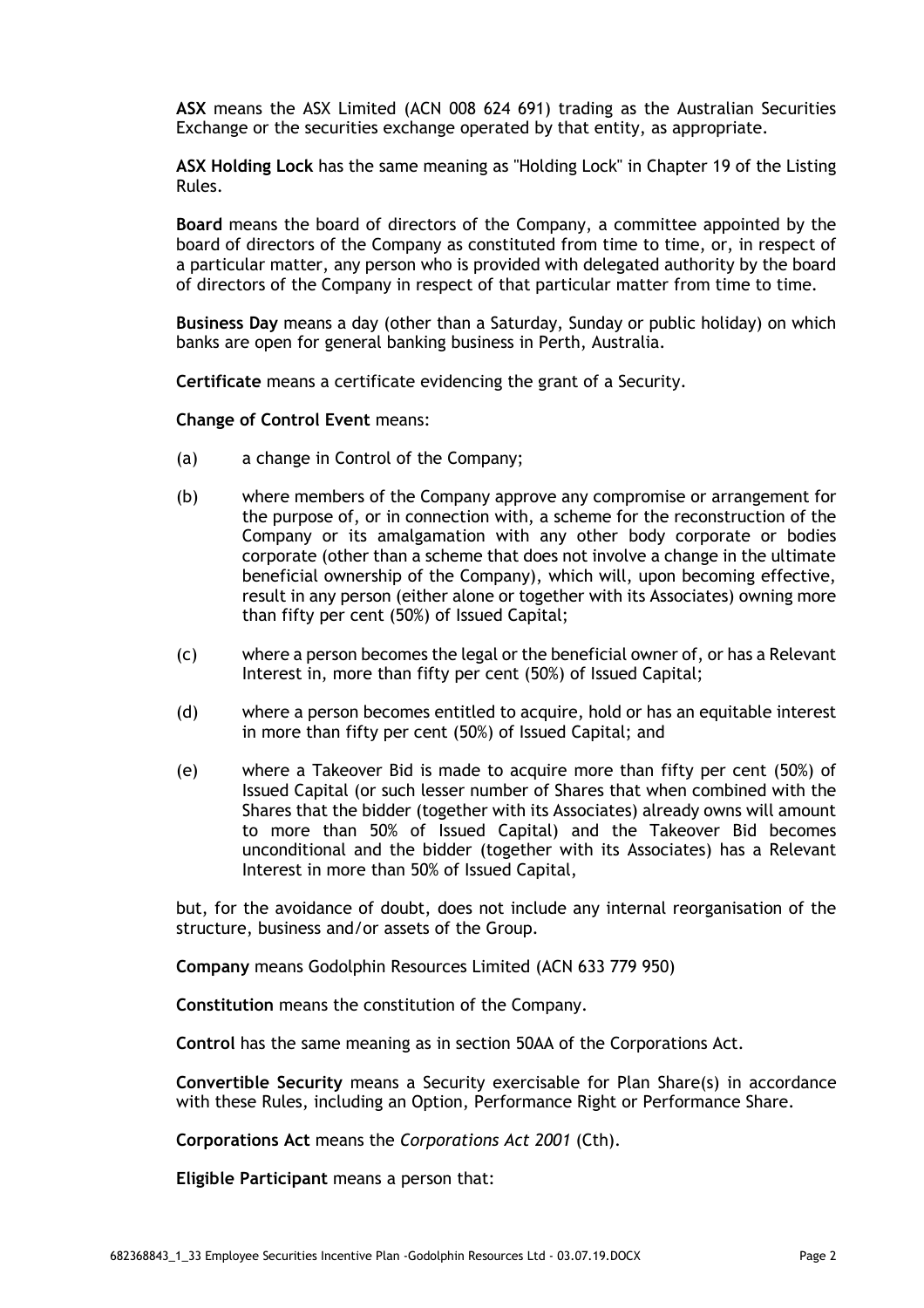**ASX** means the ASX Limited (ACN 008 624 691) trading as the Australian Securities Exchange or the securities exchange operated by that entity, as appropriate.

**ASX Holding Lock** has the same meaning as "Holding Lock" in Chapter 19 of the Listing Rules.

**Board** means the board of directors of the Company, a committee appointed by the board of directors of the Company as constituted from time to time, or, in respect of a particular matter, any person who is provided with delegated authority by the board of directors of the Company in respect of that particular matter from time to time.

**Business Day** means a day (other than a Saturday, Sunday or public holiday) on which banks are open for general banking business in Perth, Australia.

**Certificate** means a certificate evidencing the grant of a Security.

**Change of Control Event** means:

(a) a change in Control of the Company;

(b) where members of the Company approve any compromise or arrangement for the purpose of, or in connection with, a scheme for the reconstruction of the Company or its amalgamation with any other body corporate or bodies corporate (other than a scheme that does not involve a change in the ultimate beneficial ownership of the Company), which will, upon becoming effective, result in any person (either alone or together with its Associates) owning more than fifty per cent (50%) of Issued Capital;

(c) where a person becomes the legal or the beneficial owner of, or has a Relevant Interest in, more than fifty per cent (50%) of Issued Capital;

(d) where a person becomes entitled to acquire, hold or has an equitable interest in more than fifty per cent (50%) of Issued Capital; and

(e) where a Takeover Bid is made to acquire more than fifty per cent (50%) of Issued Capital (or such lesser number of Shares that when combined with the Shares that the bidder (together with its Associates) already owns will amount to more than 50% of Issued Capital) and the Takeover Bid becomes unconditional and the bidder (together with its Associates) has a Relevant Interest in more than 50% of Issued Capital,

but, for the avoidance of doubt, does not include any internal reorganisation of the structure, business and/or assets of the Group.

**Company** means Godolphin Resources Limited (ACN 633 779 950)

**Constitution** means the constitution of the Company.

**Control** has the same meaning as in section 50AA of the Corporations Act.

**Convertible Security** means a Security exercisable for Plan Share(s) in accordance with these Rules, including an Option, Performance Right or Performance Share.

**Corporations Act** means the *Corporations Act 2001* (Cth).

**Eligible Participant** means a person that: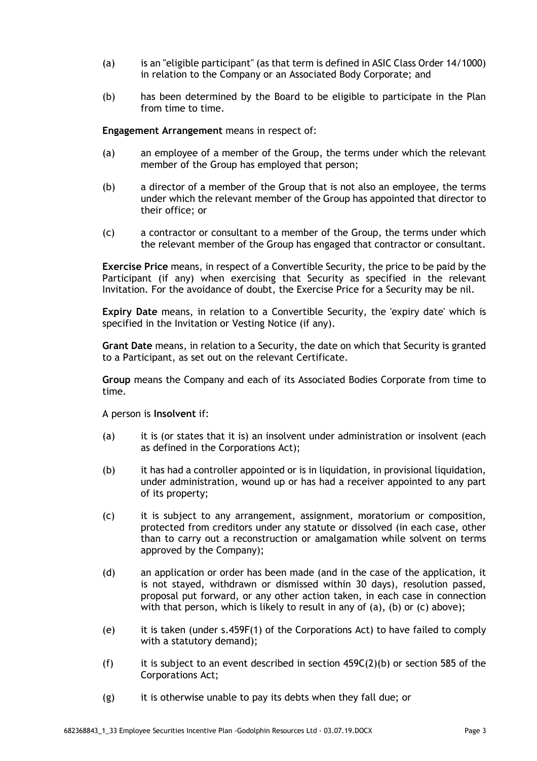(a) is an "eligible participant" (as that term is defined in ASIC Class Order 14/1000) in relation to the Company or an Associated Body Corporate; and

(b) has been determined by the Board to be eligible to participate in the Plan from time to time.

**Engagement Arrangement** means in respect of:

(a) an employee of a member of the Group, the terms under which the relevant member of the Group has employed that person;

(b) a director of a member of the Group that is not also an employee, the terms under which the relevant member of the Group has appointed that director to their office; or

(c) a contractor or consultant to a member of the Group, the terms under which the relevant member of the Group has engaged that contractor or consultant.

**Exercise Price** means, in respect of a Convertible Security, the price to be paid by the Participant (if any) when exercising that Security as specified in the relevant Invitation. For the avoidance of doubt, the Exercise Price for a Security may be nil.

**Expiry Date** means, in relation to a Convertible Security, the 'expiry date' which is specified in the Invitation or Vesting Notice (if any).

**Grant Date** means, in relation to a Security, the date on which that Security is granted to a Participant, as set out on the relevant Certificate.

**Group** means the Company and each of its Associated Bodies Corporate from time to time.

A person is **Insolvent** if:

(a) it is (or states that it is) an insolvent under administration or insolvent (each as defined in the Corporations Act);

(b) it has had a controller appointed or is in liquidation, in provisional liquidation, under administration, wound up or has had a receiver appointed to any part of its property;

(c) it is subject to any arrangement, assignment, moratorium or composition, protected from creditors under any statute or dissolved (in each case, other than to carry out a reconstruction or amalgamation while solvent on terms approved by the Company);

(d) an application or order has been made (and in the case of the application, it is not stayed, withdrawn or dismissed within 30 days), resolution passed, proposal put forward, or any other action taken, in each case in connection with that person, which is likely to result in any of (a), (b) or (c) above);

(e) it is taken (under s.459F(1) of the Corporations Act) to have failed to comply with a statutory demand);

(f) it is subject to an event described in section 459C(2)(b) or section 585 of the Corporations Act;

(g) it is otherwise unable to pay its debts when they fall due; or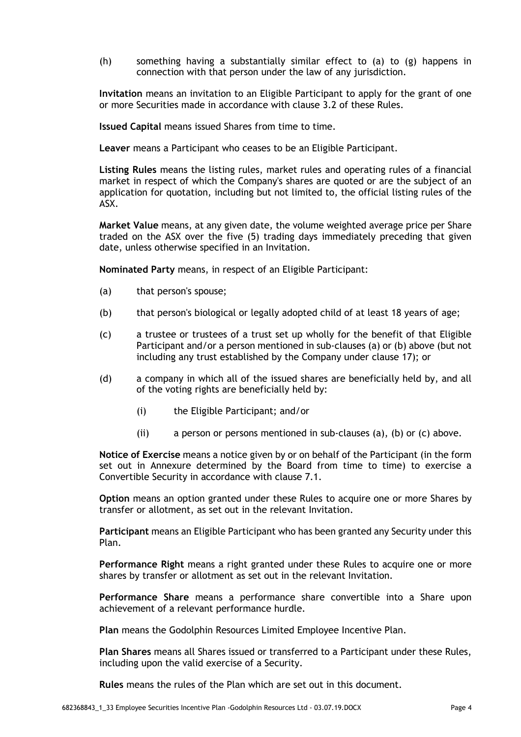(h) something having a substantially similar effect to (a) to (g) happens in connection with that person under the law of any jurisdiction.

**Invitation** means an invitation to an Eligible Participant to apply for the grant of one or more Securities made in accordance with clause 3.2 of these Rules.

**Issued Capital** means issued Shares from time to time.

**Leaver** means a Participant who ceases to be an Eligible Participant.

**Listing Rules** means the listing rules, market rules and operating rules of a financial market in respect of which the Company's shares are quoted or are the subject of an application for quotation, including but not limited to, the official listing rules of the ASX.

**Market Value** means, at any given date, the volume weighted average price per Share traded on the ASX over the five (5) trading days immediately preceding that given date, unless otherwise specified in an Invitation.

**Nominated Party** means, in respect of an Eligible Participant:

(a) that person's spouse;

(b) that person's biological or legally adopted child of at least 18 years of age;

(c) a trustee or trustees of a trust set up wholly for the benefit of that Eligible Participant and/or a person mentioned in sub-clauses (a) or (b) above (but not including any trust established by the Company under clause 17); or

(d) a company in which all of the issued shares are beneficially held by, and all of the voting rights are beneficially held by:

   (i) the Eligible Participant; and/or

   (ii) a person or persons mentioned in sub-clauses (a), (b) or (c) above.

**Notice of Exercise** means a notice given by or on behalf of the Participant (in the form set out in Annexure determined by the Board from time to time) to exercise a Convertible Security in accordance with clause 7.1.

**Option** means an option granted under these Rules to acquire one or more Shares by transfer or allotment, as set out in the relevant Invitation.

**Participant** means an Eligible Participant who has been granted any Security under this Plan.

**Performance Right** means a right granted under these Rules to acquire one or more shares by transfer or allotment as set out in the relevant Invitation.

**Performance Share** means a performance share convertible into a Share upon achievement of a relevant performance hurdle.

**Plan** means the Godolphin Resources Limited Employee Incentive Plan.

**Plan Shares** means all Shares issued or transferred to a Participant under these Rules, including upon the valid exercise of a Security.

**Rules** means the rules of the Plan which are set out in this document.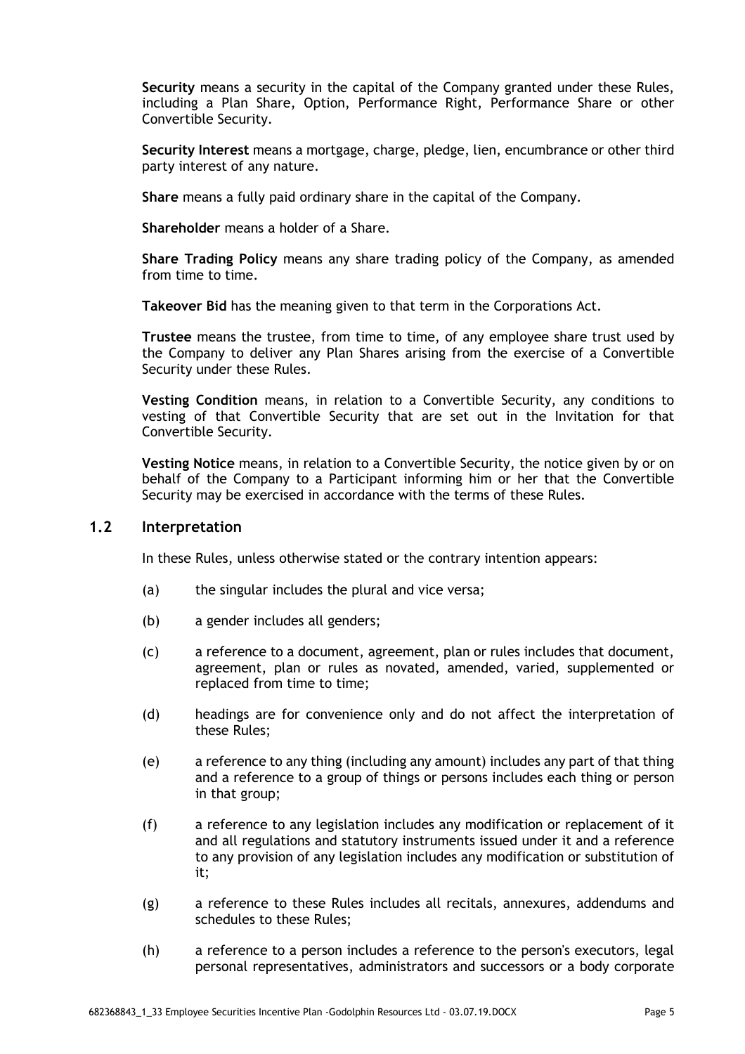**Security** means a security in the capital of the Company granted under these Rules, including a Plan Share, Option, Performance Right, Performance Share or other Convertible Security.

**Security Interest** means a mortgage, charge, pledge, lien, encumbrance or other third party interest of any nature.

**Share** means a fully paid ordinary share in the capital of the Company.

**Shareholder** means a holder of a Share.

**Share Trading Policy** means any share trading policy of the Company, as amended from time to time.

**Takeover Bid** has the meaning given to that term in the Corporations Act.

**Trustee** means the trustee, from time to time, of any employee share trust used by the Company to deliver any Plan Shares arising from the exercise of a Convertible Security under these Rules.

**Vesting Condition** means, in relation to a Convertible Security, any conditions to vesting of that Convertible Security that are set out in the Invitation for that Convertible Security.

**Vesting Notice** means, in relation to a Convertible Security, the notice given by or on behalf of the Company to a Participant informing him or her that the Convertible Security may be exercised in accordance with the terms of these Rules.

## 1.2 Interpretation

In these Rules, unless otherwise stated or the contrary intention appears:

(a) the singular includes the plural and vice versa;

(b) a gender includes all genders;

(c) a reference to a document, agreement, plan or rules includes that document, agreement, plan or rules as novated, amended, varied, supplemented or replaced from time to time;

(d) headings are for convenience only and do not affect the interpretation of these Rules;

(e) a reference to any thing (including any amount) includes any part of that thing and a reference to a group of things or persons includes each thing or person in that group;

(f) a reference to any legislation includes any modification or replacement of it and all regulations and statutory instruments issued under it and a reference to any provision of any legislation includes any modification or substitution of it;

(g) a reference to these Rules includes all recitals, annexures, addendums and schedules to these Rules;

(h) a reference to a person includes a reference to the person's executors, legal personal representatives, administrators and successors or a body corporate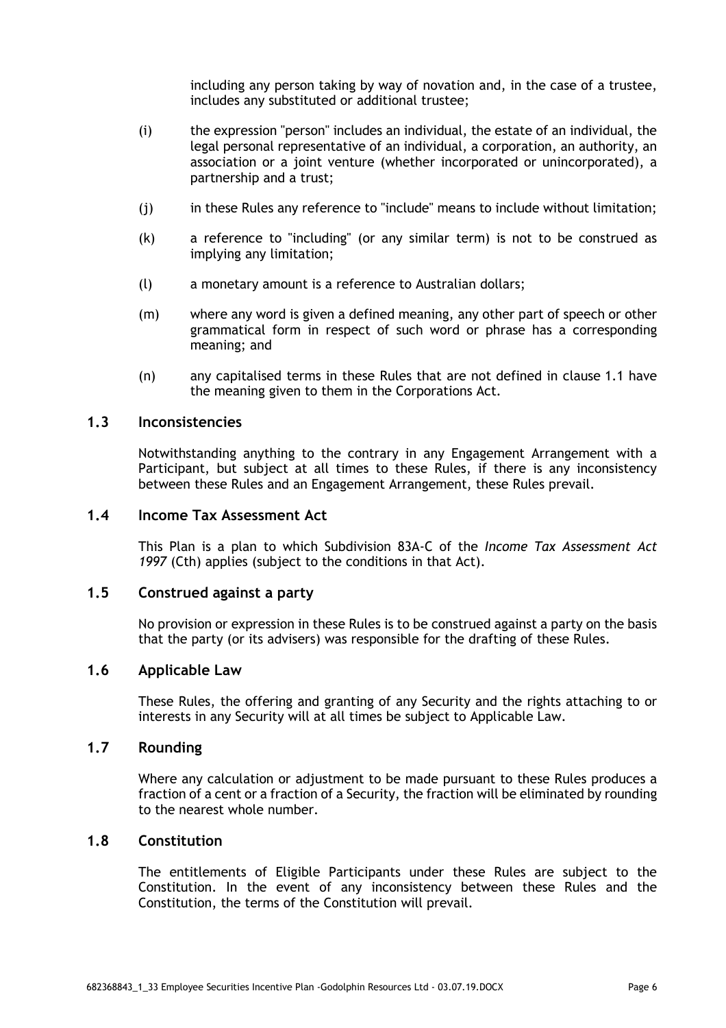including any person taking by way of novation and, in the case of a trustee, includes any substituted or additional trustee;

(i) the expression "person" includes an individual, the estate of an individual, the legal personal representative of an individual, a corporation, an authority, an association or a joint venture (whether incorporated or unincorporated), a partnership and a trust;

(j) in these Rules any reference to "include" means to include without limitation;

(k) a reference to "including" (or any similar term) is not to be construed as implying any limitation;

(l) a monetary amount is a reference to Australian dollars;

(m) where any word is given a defined meaning, any other part of speech or other grammatical form in respect of such word or phrase has a corresponding meaning; and

(n) any capitalised terms in these Rules that are not defined in clause 1.1 have the meaning given to them in the Corporations Act.

## 1.3 Inconsistencies

Notwithstanding anything to the contrary in any Engagement Arrangement with a Participant, but subject at all times to these Rules, if there is any inconsistency between these Rules and an Engagement Arrangement, these Rules prevail.

## 1.4 Income Tax Assessment Act

This Plan is a plan to which Subdivision 83A-C of the *Income Tax Assessment Act 1997* (Cth) applies (subject to the conditions in that Act).

## 1.5 Construed against a party

No provision or expression in these Rules is to be construed against a party on the basis that the party (or its advisers) was responsible for the drafting of these Rules.

## 1.6 Applicable Law

These Rules, the offering and granting of any Security and the rights attaching to or interests in any Security will at all times be subject to Applicable Law.

## 1.7 Rounding

Where any calculation or adjustment to be made pursuant to these Rules produces a fraction of a cent or a fraction of a Security, the fraction will be eliminated by rounding to the nearest whole number.

## 1.8 Constitution

The entitlements of Eligible Participants under these Rules are subject to the Constitution. In the event of any inconsistency between these Rules and the Constitution, the terms of the Constitution will prevail.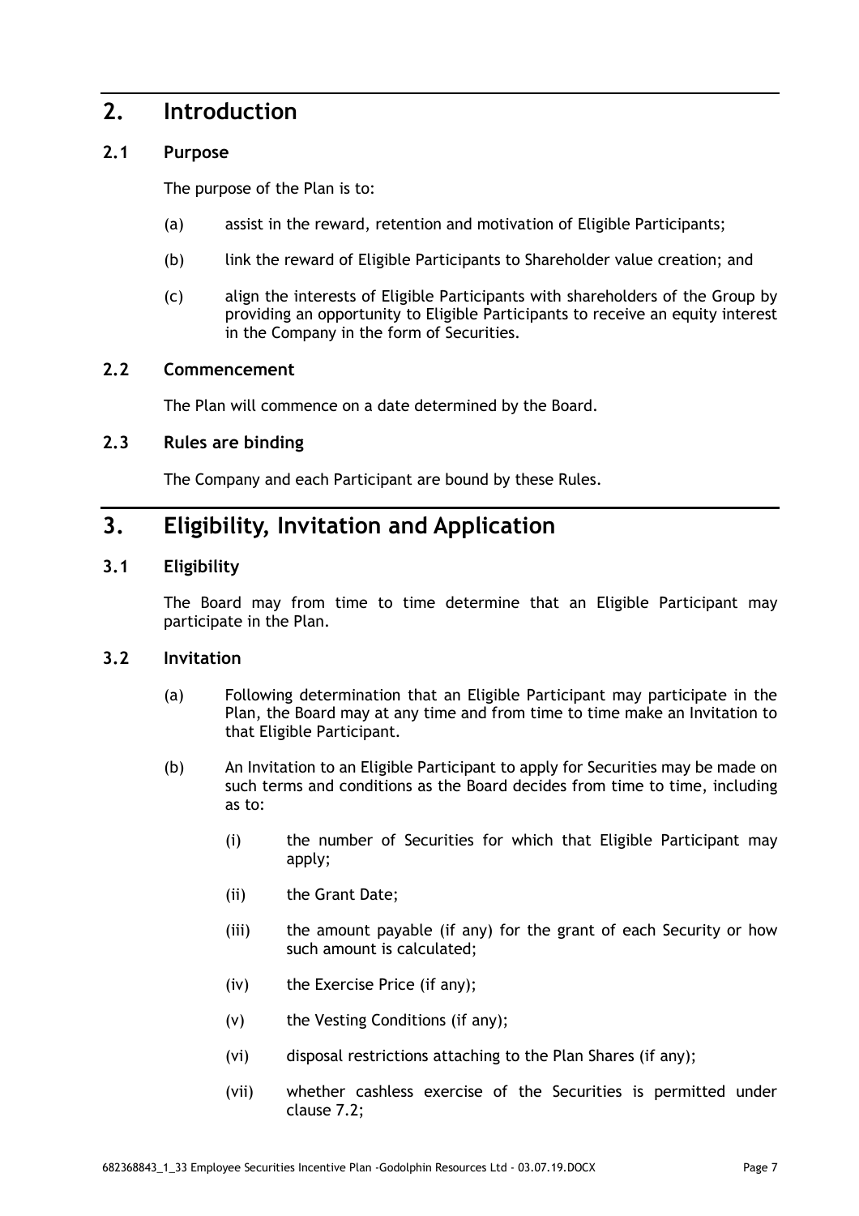# 2. Introduction

## 2.1 Purpose

The purpose of the Plan is to:

(a) assist in the reward, retention and motivation of Eligible Participants;

(b) link the reward of Eligible Participants to Shareholder value creation; and

(c) align the interests of Eligible Participants with shareholders of the Group by providing an opportunity to Eligible Participants to receive an equity interest in the Company in the form of Securities.

## 2.2 Commencement

The Plan will commence on a date determined by the Board.

## 2.3 Rules are binding

The Company and each Participant are bound by these Rules.

# 3. Eligibility, Invitation and Application

## 3.1 Eligibility

The Board may from time to time determine that an Eligible Participant may participate in the Plan.

## 3.2 Invitation

(a) Following determination that an Eligible Participant may participate in the Plan, the Board may at any time and from time to time make an Invitation to that Eligible Participant.

(b) An Invitation to an Eligible Participant to apply for Securities may be made on such terms and conditions as the Board decides from time to time, including as to:

- (i) the number of Securities for which that Eligible Participant may apply;
- (ii) the Grant Date;
- (iii) the amount payable (if any) for the grant of each Security or how such amount is calculated;
- (iv) the Exercise Price (if any);
- (v) the Vesting Conditions (if any);
- (vi) disposal restrictions attaching to the Plan Shares (if any);
- (vii) whether cashless exercise of the Securities is permitted under clause 7.2;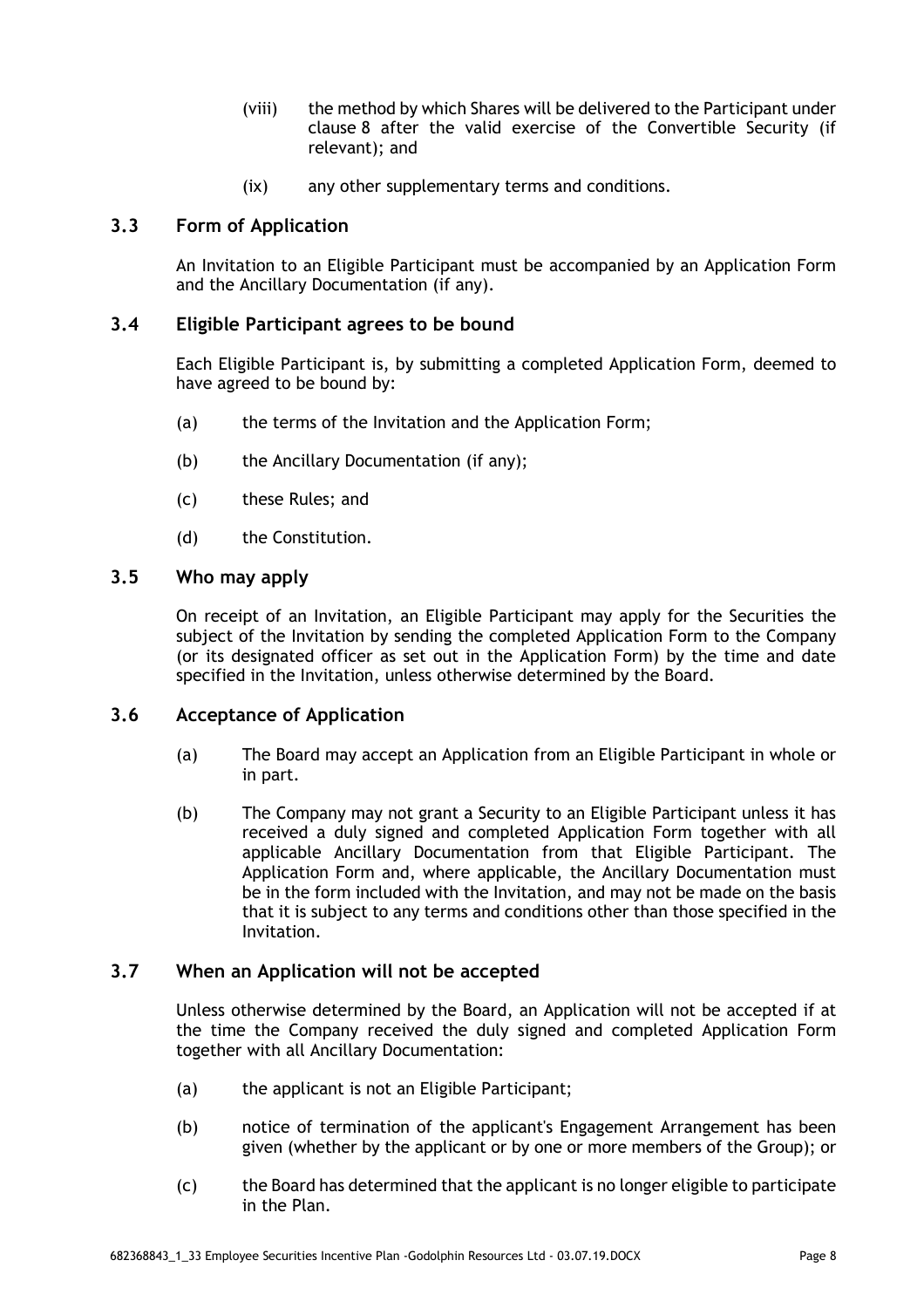(viii) the method by which Shares will be delivered to the Participant under clause 8 after the valid exercise of the Convertible Security (if relevant); and

(ix) any other supplementary terms and conditions.

### 3.3 Form of Application

An Invitation to an Eligible Participant must be accompanied by an Application Form and the Ancillary Documentation (if any).

### 3.4 Eligible Participant agrees to be bound

Each Eligible Participant is, by submitting a completed Application Form, deemed to have agreed to be bound by:

(a) the terms of the Invitation and the Application Form;

(b) the Ancillary Documentation (if any);

(c) these Rules; and

(d) the Constitution.

### 3.5 Who may apply

On receipt of an Invitation, an Eligible Participant may apply for the Securities the subject of the Invitation by sending the completed Application Form to the Company (or its designated officer as set out in the Application Form) by the time and date specified in the Invitation, unless otherwise determined by the Board.

### 3.6 Acceptance of Application

(a) The Board may accept an Application from an Eligible Participant in whole or in part.

(b) The Company may not grant a Security to an Eligible Participant unless it has received a duly signed and completed Application Form together with all applicable Ancillary Documentation from that Eligible Participant. The Application Form and, where applicable, the Ancillary Documentation must be in the form included with the Invitation, and may not be made on the basis that it is subject to any terms and conditions other than those specified in the Invitation.

### 3.7 When an Application will not be accepted

Unless otherwise determined by the Board, an Application will not be accepted if at the time the Company received the duly signed and completed Application Form together with all Ancillary Documentation:

(a) the applicant is not an Eligible Participant;

(b) notice of termination of the applicant's Engagement Arrangement has been given (whether by the applicant or by one or more members of the Group); or

(c) the Board has determined that the applicant is no longer eligible to participate in the Plan.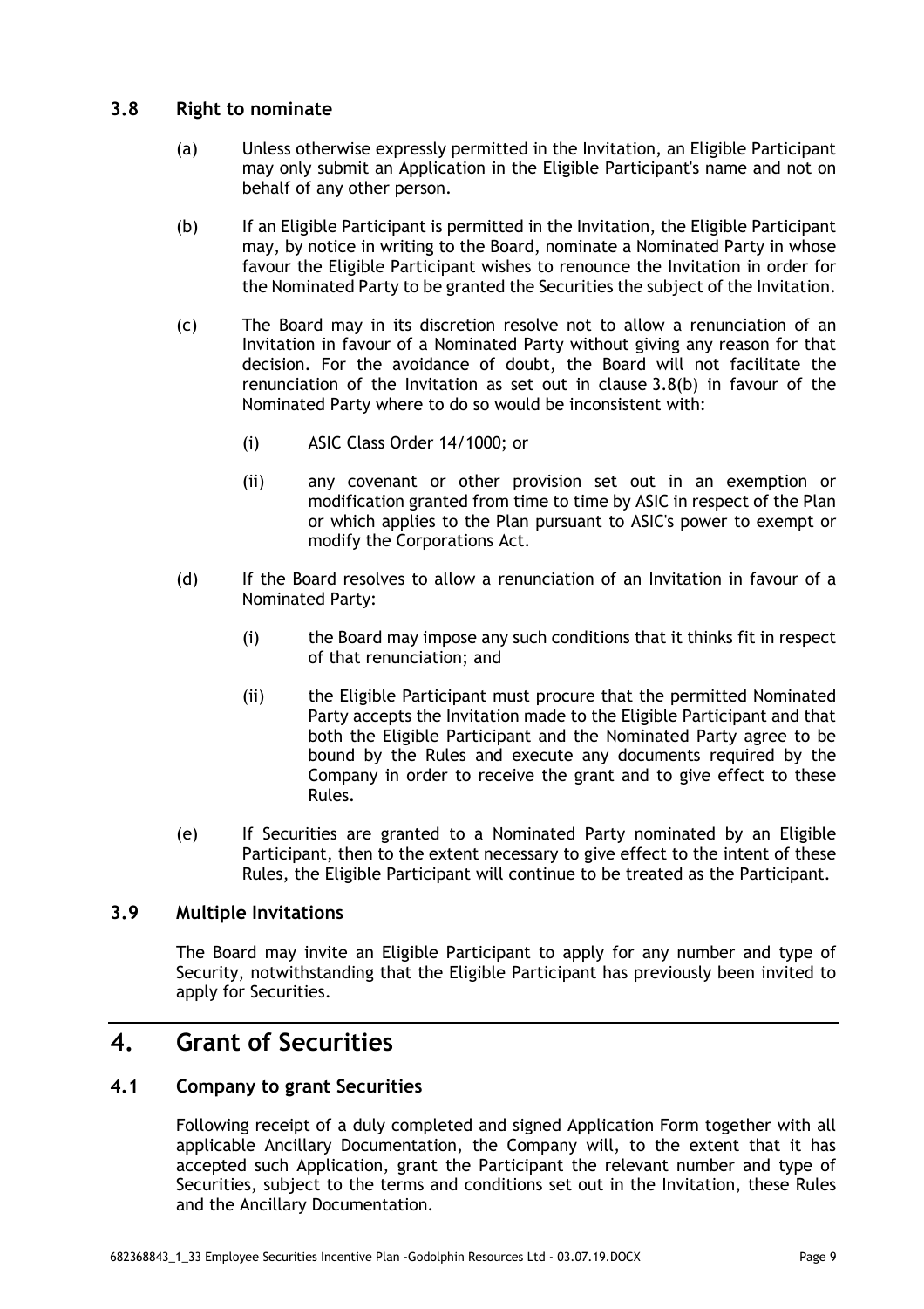### 3.8 Right to nominate

(a) Unless otherwise expressly permitted in the Invitation, an Eligible Participant may only submit an Application in the Eligible Participant's name and not on behalf of any other person.

(b) If an Eligible Participant is permitted in the Invitation, the Eligible Participant may, by notice in writing to the Board, nominate a Nominated Party in whose favour the Eligible Participant wishes to renounce the Invitation in order for the Nominated Party to be granted the Securities the subject of the Invitation.

(c) The Board may in its discretion resolve not to allow a renunciation of an Invitation in favour of a Nominated Party without giving any reason for that decision. For the avoidance of doubt, the Board will not facilitate the renunciation of the Invitation as set out in clause 3.8(b) in favour of the Nominated Party where to do so would be inconsistent with:

(i) ASIC Class Order 14/1000; or

(ii) any covenant or other provision set out in an exemption or modification granted from time to time by ASIC in respect of the Plan or which applies to the Plan pursuant to ASIC's power to exempt or modify the Corporations Act.

(d) If the Board resolves to allow a renunciation of an Invitation in favour of a Nominated Party:

(i) the Board may impose any such conditions that it thinks fit in respect of that renunciation; and

(ii) the Eligible Participant must procure that the permitted Nominated Party accepts the Invitation made to the Eligible Participant and that both the Eligible Participant and the Nominated Party agree to be bound by the Rules and execute any documents required by the Company in order to receive the grant and to give effect to these Rules.

(e) If Securities are granted to a Nominated Party nominated by an Eligible Participant, then to the extent necessary to give effect to the intent of these Rules, the Eligible Participant will continue to be treated as the Participant.

### 3.9 Multiple Invitations

The Board may invite an Eligible Participant to apply for any number and type of Security, notwithstanding that the Eligible Participant has previously been invited to apply for Securities.

## 4. Grant of Securities

### 4.1 Company to grant Securities

Following receipt of a duly completed and signed Application Form together with all applicable Ancillary Documentation, the Company will, to the extent that it has accepted such Application, grant the Participant the relevant number and type of Securities, subject to the terms and conditions set out in the Invitation, these Rules and the Ancillary Documentation.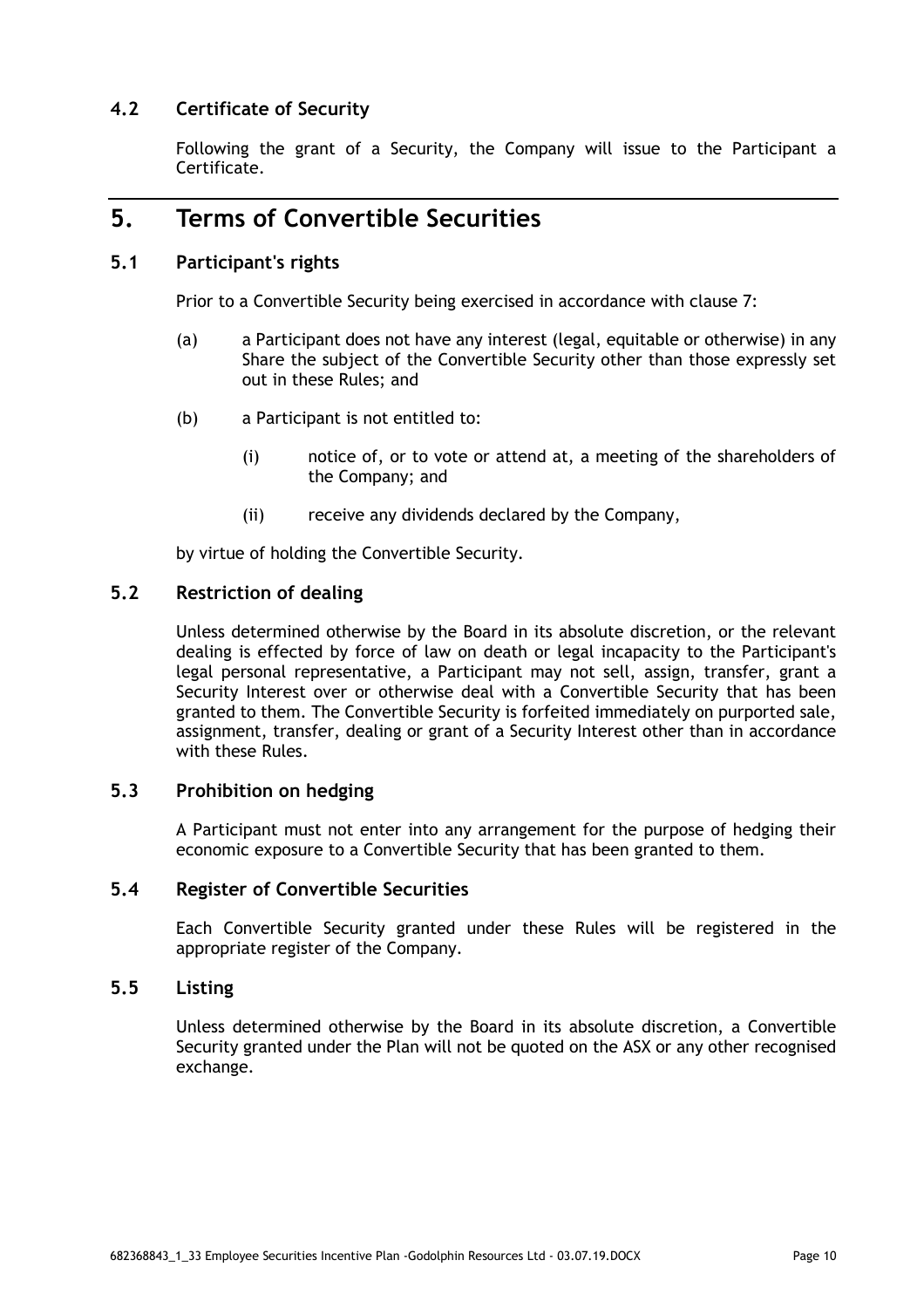### 4.2 Certificate of Security

Following the grant of a Security, the Company will issue to the Participant a Certificate.

## 5. Terms of Convertible Securities

### 5.1 Participant's rights

Prior to a Convertible Security being exercised in accordance with clause 7:

(a) a Participant does not have any interest (legal, equitable or otherwise) in any Share the subject of the Convertible Security other than those expressly set out in these Rules; and

(b) a Participant is not entitled to:

(i) notice of, or to vote or attend at, a meeting of the shareholders of the Company; and

(ii) receive any dividends declared by the Company,

by virtue of holding the Convertible Security.

### 5.2 Restriction of dealing

Unless determined otherwise by the Board in its absolute discretion, or the relevant dealing is effected by force of law on death or legal incapacity to the Participant's legal personal representative, a Participant may not sell, assign, transfer, grant a Security Interest over or otherwise deal with a Convertible Security that has been granted to them. The Convertible Security is forfeited immediately on purported sale, assignment, transfer, dealing or grant of a Security Interest other than in accordance with these Rules.

### 5.3 Prohibition on hedging

A Participant must not enter into any arrangement for the purpose of hedging their economic exposure to a Convertible Security that has been granted to them.

### 5.4 Register of Convertible Securities

Each Convertible Security granted under these Rules will be registered in the appropriate register of the Company.

### 5.5 Listing

Unless determined otherwise by the Board in its absolute discretion, a Convertible Security granted under the Plan will not be quoted on the ASX or any other recognised exchange.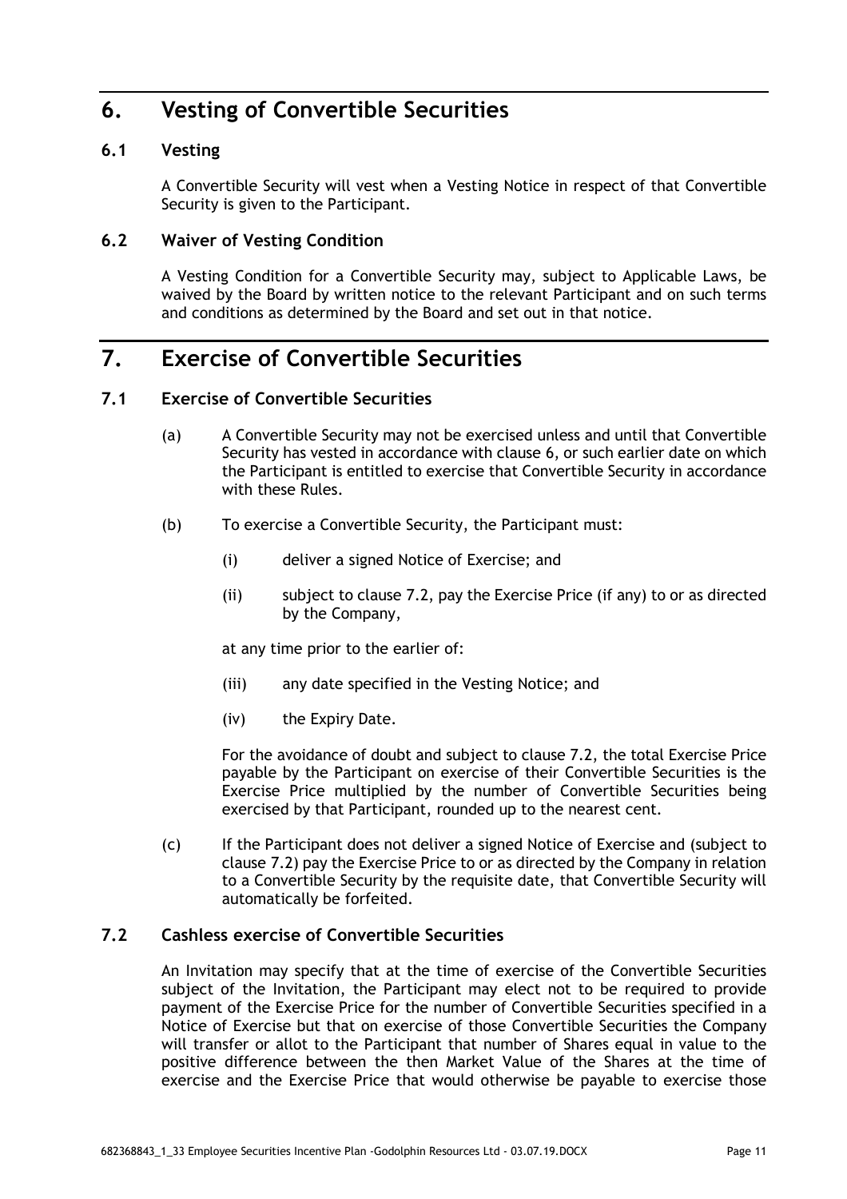# 6. Vesting of Convertible Securities

## 6.1 Vesting

A Convertible Security will vest when a Vesting Notice in respect of that Convertible Security is given to the Participant.

## 6.2 Waiver of Vesting Condition

A Vesting Condition for a Convertible Security may, subject to Applicable Laws, be waived by the Board by written notice to the relevant Participant and on such terms and conditions as determined by the Board and set out in that notice.

# 7. Exercise of Convertible Securities

## 7.1 Exercise of Convertible Securities

(a) A Convertible Security may not be exercised unless and until that Convertible Security has vested in accordance with clause 6, or such earlier date on which the Participant is entitled to exercise that Convertible Security in accordance with these Rules.

(b) To exercise a Convertible Security, the Participant must:

(i) deliver a signed Notice of Exercise; and

(ii) subject to clause 7.2, pay the Exercise Price (if any) to or as directed by the Company,

at any time prior to the earlier of:

(iii) any date specified in the Vesting Notice; and

(iv) the Expiry Date.

For the avoidance of doubt and subject to clause 7.2, the total Exercise Price payable by the Participant on exercise of their Convertible Securities is the Exercise Price multiplied by the number of Convertible Securities being exercised by that Participant, rounded up to the nearest cent.

(c) If the Participant does not deliver a signed Notice of Exercise and (subject to clause 7.2) pay the Exercise Price to or as directed by the Company in relation to a Convertible Security by the requisite date, that Convertible Security will automatically be forfeited.

## 7.2 Cashless exercise of Convertible Securities

An Invitation may specify that at the time of exercise of the Convertible Securities subject of the Invitation, the Participant may elect not to be required to provide payment of the Exercise Price for the number of Convertible Securities specified in a Notice of Exercise but that on exercise of those Convertible Securities the Company will transfer or allot to the Participant that number of Shares equal in value to the positive difference between the then Market Value of the Shares at the time of exercise and the Exercise Price that would otherwise be payable to exercise those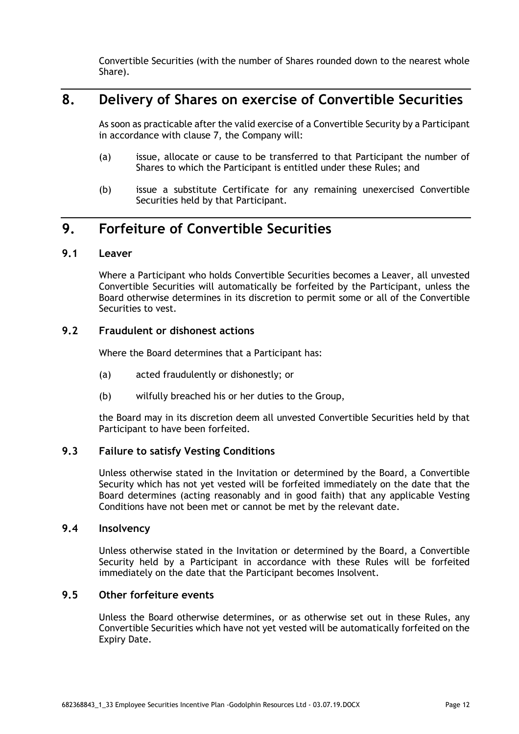Convertible Securities (with the number of Shares rounded down to the nearest whole Share).

# 8. Delivery of Shares on exercise of Convertible Securities

As soon as practicable after the valid exercise of a Convertible Security by a Participant in accordance with clause 7, the Company will:

(a) issue, allocate or cause to be transferred to that Participant the number of Shares to which the Participant is entitled under these Rules; and

(b) issue a substitute Certificate for any remaining unexercised Convertible Securities held by that Participant.

# 9. Forfeiture of Convertible Securities

## 9.1 Leaver

Where a Participant who holds Convertible Securities becomes a Leaver, all unvested Convertible Securities will automatically be forfeited by the Participant, unless the Board otherwise determines in its discretion to permit some or all of the Convertible Securities to vest.

## 9.2 Fraudulent or dishonest actions

Where the Board determines that a Participant has:

(a) acted fraudulently or dishonestly; or

(b) wilfully breached his or her duties to the Group,

the Board may in its discretion deem all unvested Convertible Securities held by that Participant to have been forfeited.

## 9.3 Failure to satisfy Vesting Conditions

Unless otherwise stated in the Invitation or determined by the Board, a Convertible Security which has not yet vested will be forfeited immediately on the date that the Board determines (acting reasonably and in good faith) that any applicable Vesting Conditions have not been met or cannot be met by the relevant date.

## 9.4 Insolvency

Unless otherwise stated in the Invitation or determined by the Board, a Convertible Security held by a Participant in accordance with these Rules will be forfeited immediately on the date that the Participant becomes Insolvent.

## 9.5 Other forfeiture events

Unless the Board otherwise determines, or as otherwise set out in these Rules, any Convertible Securities which have not yet vested will be automatically forfeited on the Expiry Date.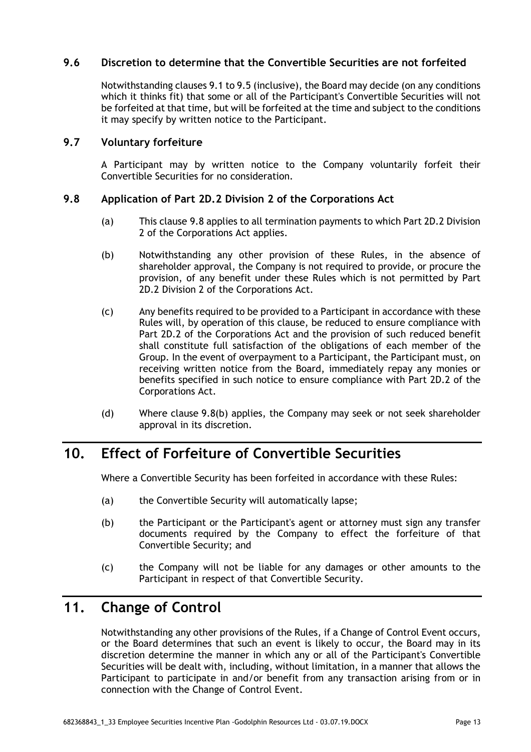### 9.6 Discretion to determine that the Convertible Securities are not forfeited

Notwithstanding clauses 9.1 to 9.5 (inclusive), the Board may decide (on any conditions which it thinks fit) that some or all of the Participant's Convertible Securities will not be forfeited at that time, but will be forfeited at the time and subject to the conditions it may specify by written notice to the Participant.

### 9.7 Voluntary forfeiture

A Participant may by written notice to the Company voluntarily forfeit their Convertible Securities for no consideration.

### 9.8 Application of Part 2D.2 Division 2 of the Corporations Act

(a) This clause 9.8 applies to all termination payments to which Part 2D.2 Division 2 of the Corporations Act applies.

(b) Notwithstanding any other provision of these Rules, in the absence of shareholder approval, the Company is not required to provide, or procure the provision, of any benefit under these Rules which is not permitted by Part 2D.2 Division 2 of the Corporations Act.

(c) Any benefits required to be provided to a Participant in accordance with these Rules will, by operation of this clause, be reduced to ensure compliance with Part 2D.2 of the Corporations Act and the provision of such reduced benefit shall constitute full satisfaction of the obligations of each member of the Group. In the event of overpayment to a Participant, the Participant must, on receiving written notice from the Board, immediately repay any monies or benefits specified in such notice to ensure compliance with Part 2D.2 of the Corporations Act.

(d) Where clause 9.8(b) applies, the Company may seek or not seek shareholder approval in its discretion.

## 10. Effect of Forfeiture of Convertible Securities

Where a Convertible Security has been forfeited in accordance with these Rules:

(a) the Convertible Security will automatically lapse;

(b) the Participant or the Participant's agent or attorney must sign any transfer documents required by the Company to effect the forfeiture of that Convertible Security; and

(c) the Company will not be liable for any damages or other amounts to the Participant in respect of that Convertible Security.

## 11. Change of Control

Notwithstanding any other provisions of the Rules, if a Change of Control Event occurs, or the Board determines that such an event is likely to occur, the Board may in its discretion determine the manner in which any or all of the Participant's Convertible Securities will be dealt with, including, without limitation, in a manner that allows the Participant to participate in and/or benefit from any transaction arising from or in connection with the Change of Control Event.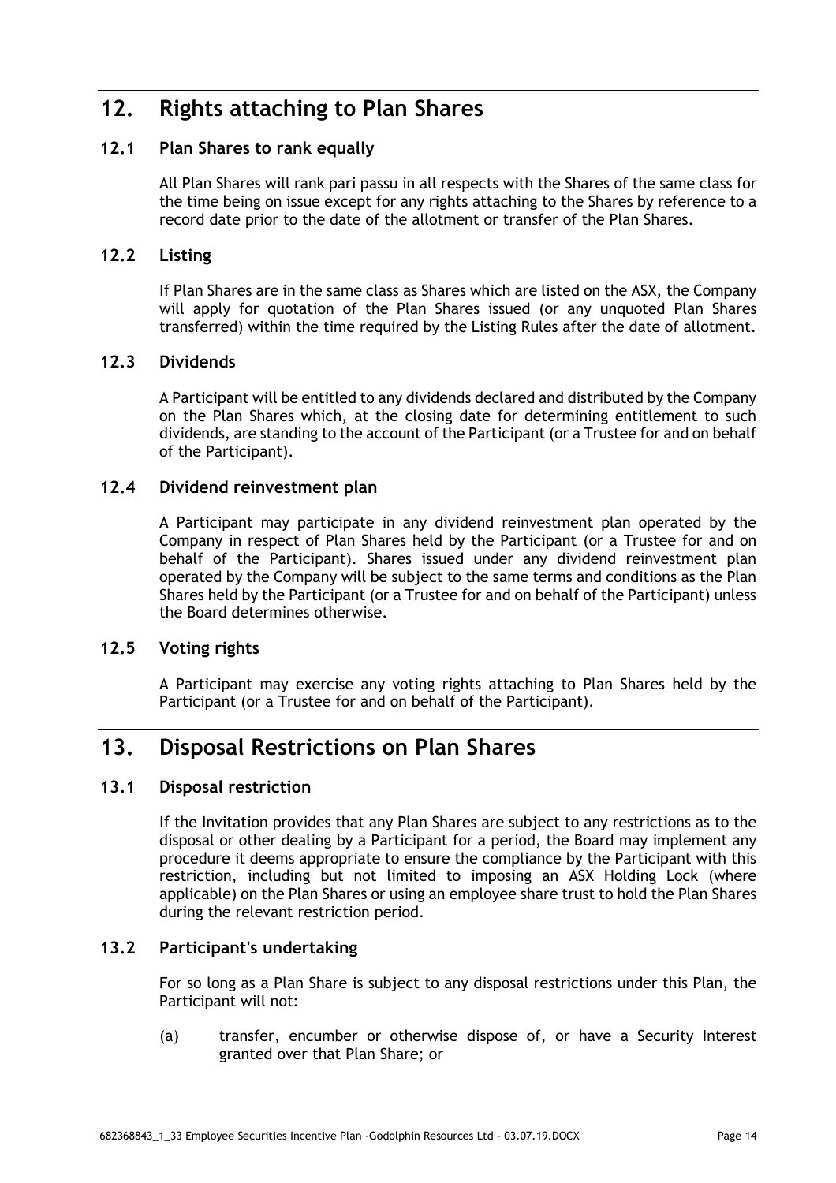# 12. Rights attaching to Plan Shares

## 12.1 Plan Shares to rank equally

All Plan Shares will rank pari passu in all respects with the Shares of the same class for the time being on issue except for any rights attaching to the Shares by reference to a record date prior to the date of the allotment or transfer of the Plan Shares.

## 12.2 Listing

If Plan Shares are in the same class as Shares which are listed on the ASX, the Company will apply for quotation of the Plan Shares issued (or any unquoted Plan Shares transferred) within the time required by the Listing Rules after the date of allotment.

## 12.3 Dividends

A Participant will be entitled to any dividends declared and distributed by the Company on the Plan Shares which, at the closing date for determining entitlement to such dividends, are standing to the account of the Participant (or a Trustee for and on behalf of the Participant).

## 12.4 Dividend reinvestment plan

A Participant may participate in any dividend reinvestment plan operated by the Company in respect of Plan Shares held by the Participant (or a Trustee for and on behalf of the Participant). Shares issued under any dividend reinvestment plan operated by the Company will be subject to the same terms and conditions as the Plan Shares held by the Participant (or a Trustee for and on behalf of the Participant) unless the Board determines otherwise.

## 12.5 Voting rights

A Participant may exercise any voting rights attaching to Plan Shares held by the Participant (or a Trustee for and on behalf of the Participant).

# 13. Disposal Restrictions on Plan Shares

## 13.1 Disposal restriction

If the Invitation provides that any Plan Shares are subject to any restrictions as to the disposal or other dealing by a Participant for a period, the Board may implement any procedure it deems appropriate to ensure the compliance by the Participant with this restriction, including but not limited to imposing an ASX Holding Lock (where applicable) on the Plan Shares or using an employee share trust to hold the Plan Shares during the relevant restriction period.

## 13.2 Participant's undertaking

For so long as a Plan Share is subject to any disposal restrictions under this Plan, the Participant will not:

(a) transfer, encumber or otherwise dispose of, or have a Security Interest granted over that Plan Share; or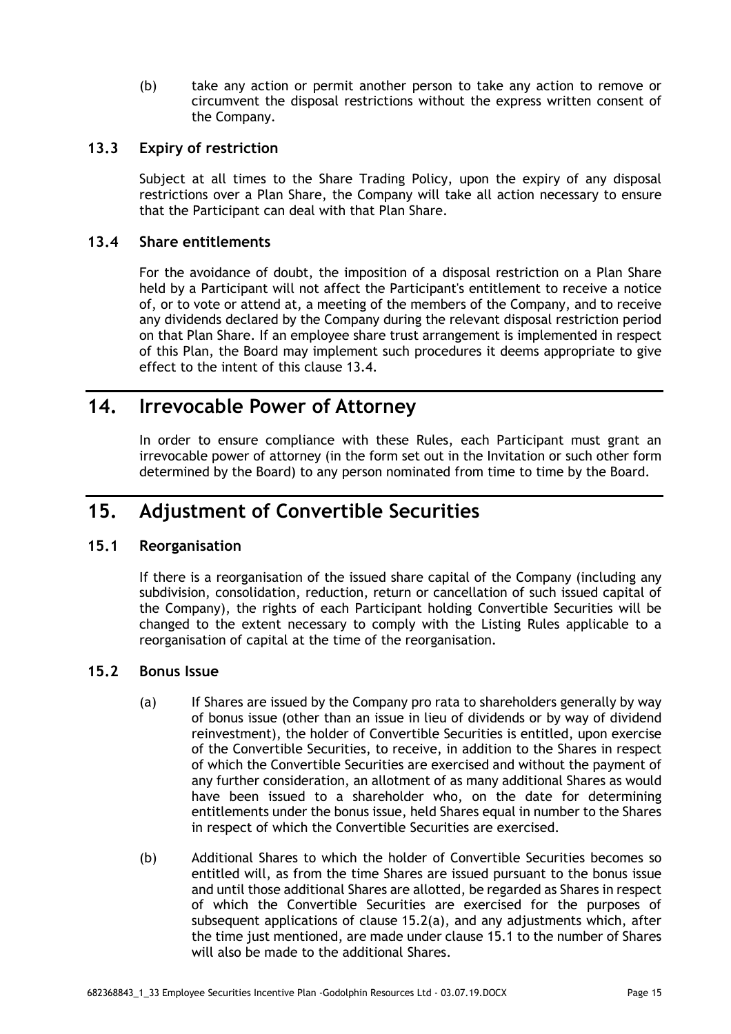(b) take any action or permit another person to take any action to remove or circumvent the disposal restrictions without the express written consent of the Company.

### 13.3 Expiry of restriction

Subject at all times to the Share Trading Policy, upon the expiry of any disposal restrictions over a Plan Share, the Company will take all action necessary to ensure that the Participant can deal with that Plan Share.

### 13.4 Share entitlements

For the avoidance of doubt, the imposition of a disposal restriction on a Plan Share held by a Participant will not affect the Participant's entitlement to receive a notice of, or to vote or attend at, a meeting of the members of the Company, and to receive any dividends declared by the Company during the relevant disposal restriction period on that Plan Share. If an employee share trust arrangement is implemented in respect of this Plan, the Board may implement such procedures it deems appropriate to give effect to the intent of this clause 13.4.

## 14. Irrevocable Power of Attorney

In order to ensure compliance with these Rules, each Participant must grant an irrevocable power of attorney (in the form set out in the Invitation or such other form determined by the Board) to any person nominated from time to time by the Board.

## 15. Adjustment of Convertible Securities

### 15.1 Reorganisation

If there is a reorganisation of the issued share capital of the Company (including any subdivision, consolidation, reduction, return or cancellation of such issued capital of the Company), the rights of each Participant holding Convertible Securities will be changed to the extent necessary to comply with the Listing Rules applicable to a reorganisation of capital at the time of the reorganisation.

### 15.2 Bonus Issue

(a) If Shares are issued by the Company pro rata to shareholders generally by way of bonus issue (other than an issue in lieu of dividends or by way of dividend reinvestment), the holder of Convertible Securities is entitled, upon exercise of the Convertible Securities, to receive, in addition to the Shares in respect of which the Convertible Securities are exercised and without the payment of any further consideration, an allotment of as many additional Shares as would have been issued to a shareholder who, on the date for determining entitlements under the bonus issue, held Shares equal in number to the Shares in respect of which the Convertible Securities are exercised.

(b) Additional Shares to which the holder of Convertible Securities becomes so entitled will, as from the time Shares are issued pursuant to the bonus issue and until those additional Shares are allotted, be regarded as Shares in respect of which the Convertible Securities are exercised for the purposes of subsequent applications of clause 15.2(a), and any adjustments which, after the time just mentioned, are made under clause 15.1 to the number of Shares will also be made to the additional Shares.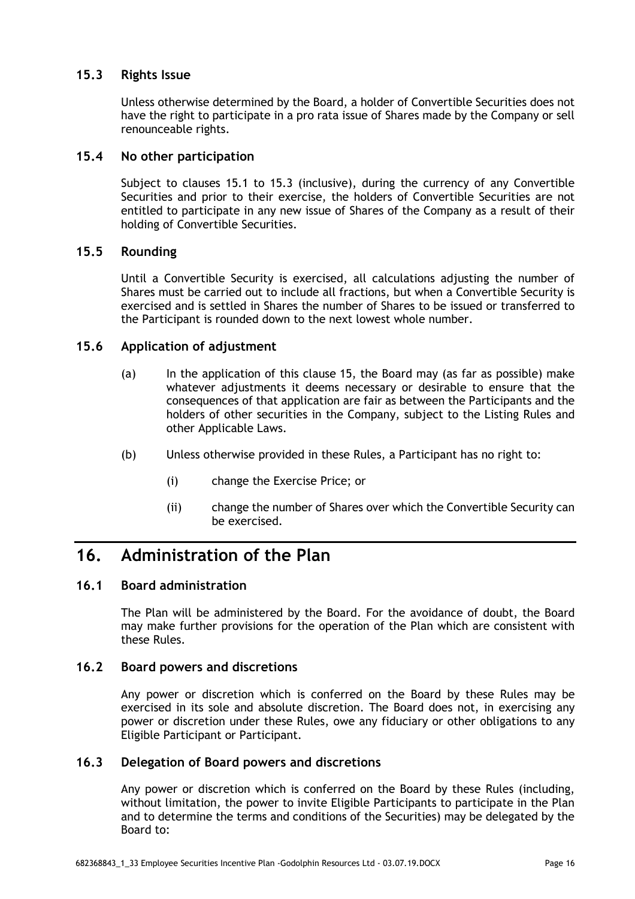### 15.3 Rights Issue

Unless otherwise determined by the Board, a holder of Convertible Securities does not have the right to participate in a pro rata issue of Shares made by the Company or sell renounceable rights.

### 15.4 No other participation

Subject to clauses 15.1 to 15.3 (inclusive), during the currency of any Convertible Securities and prior to their exercise, the holders of Convertible Securities are not entitled to participate in any new issue of Shares of the Company as a result of their holding of Convertible Securities.

### 15.5 Rounding

Until a Convertible Security is exercised, all calculations adjusting the number of Shares must be carried out to include all fractions, but when a Convertible Security is exercised and is settled in Shares the number of Shares to be issued or transferred to the Participant is rounded down to the next lowest whole number.

### 15.6 Application of adjustment

(a) In the application of this clause 15, the Board may (as far as possible) make whatever adjustments it deems necessary or desirable to ensure that the consequences of that application are fair as between the Participants and the holders of other securities in the Company, subject to the Listing Rules and other Applicable Laws.

(b) Unless otherwise provided in these Rules, a Participant has no right to:

(i) change the Exercise Price; or

(ii) change the number of Shares over which the Convertible Security can be exercised.

## 16. Administration of the Plan

### 16.1 Board administration

The Plan will be administered by the Board. For the avoidance of doubt, the Board may make further provisions for the operation of the Plan which are consistent with these Rules.

### 16.2 Board powers and discretions

Any power or discretion which is conferred on the Board by these Rules may be exercised in its sole and absolute discretion. The Board does not, in exercising any power or discretion under these Rules, owe any fiduciary or other obligations to any Eligible Participant or Participant.

### 16.3 Delegation of Board powers and discretions

Any power or discretion which is conferred on the Board by these Rules (including, without limitation, the power to invite Eligible Participants to participate in the Plan and to determine the terms and conditions of the Securities) may be delegated by the Board to: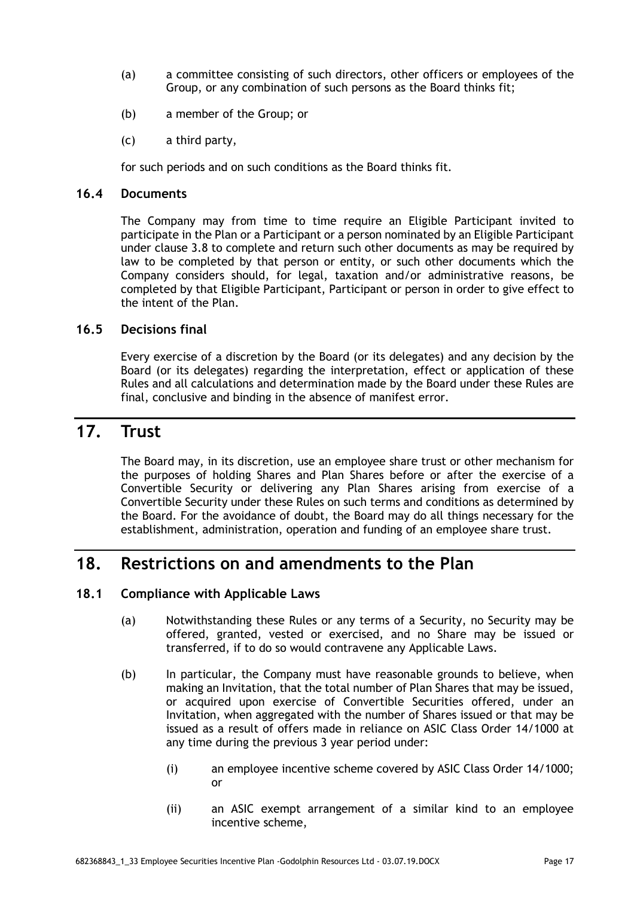(a) a committee consisting of such directors, other officers or employees of the Group, or any combination of such persons as the Board thinks fit;

(b) a member of the Group; or

(c) a third party,

for such periods and on such conditions as the Board thinks fit.

### 16.4 Documents

The Company may from time to time require an Eligible Participant invited to participate in the Plan or a Participant or a person nominated by an Eligible Participant under clause 3.8 to complete and return such other documents as may be required by law to be completed by that person or entity, or such other documents which the Company considers should, for legal, taxation and/or administrative reasons, be completed by that Eligible Participant, Participant or person in order to give effect to the intent of the Plan.

### 16.5 Decisions final

Every exercise of a discretion by the Board (or its delegates) and any decision by the Board (or its delegates) regarding the interpretation, effect or application of these Rules and all calculations and determination made by the Board under these Rules are final, conclusive and binding in the absence of manifest error.

## 17. Trust

The Board may, in its discretion, use an employee share trust or other mechanism for the purposes of holding Shares and Plan Shares before or after the exercise of a Convertible Security or delivering any Plan Shares arising from exercise of a Convertible Security under these Rules on such terms and conditions as determined by the Board. For the avoidance of doubt, the Board may do all things necessary for the establishment, administration, operation and funding of an employee share trust.

## 18. Restrictions on and amendments to the Plan

### 18.1 Compliance with Applicable Laws

(a) Notwithstanding these Rules or any terms of a Security, no Security may be offered, granted, vested or exercised, and no Share may be issued or transferred, if to do so would contravene any Applicable Laws.

(b) In particular, the Company must have reasonable grounds to believe, when making an Invitation, that the total number of Plan Shares that may be issued, or acquired upon exercise of Convertible Securities offered, under an Invitation, when aggregated with the number of Shares issued or that may be issued as a result of offers made in reliance on ASIC Class Order 14/1000 at any time during the previous 3 year period under:

(i) an employee incentive scheme covered by ASIC Class Order 14/1000; or

(ii) an ASIC exempt arrangement of a similar kind to an employee incentive scheme,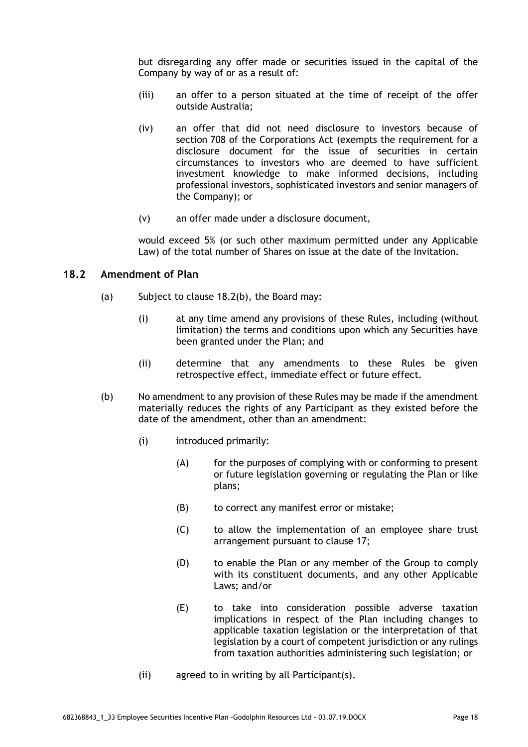but disregarding any offer made or securities issued in the capital of the Company by way of or as a result of:

(iii) an offer to a person situated at the time of receipt of the offer outside Australia;

(iv) an offer that did not need disclosure to investors because of section 708 of the Corporations Act (exempts the requirement for a disclosure document for the issue of securities in certain circumstances to investors who are deemed to have sufficient investment knowledge to make informed decisions, including professional investors, sophisticated investors and senior managers of the Company); or

(v) an offer made under a disclosure document,

would exceed 5% (or such other maximum permitted under any Applicable Law) of the total number of Shares on issue at the date of the Invitation.

## 18.2 Amendment of Plan

(a) Subject to clause 18.2(b), the Board may:

(i) at any time amend any provisions of these Rules, including (without limitation) the terms and conditions upon which any Securities have been granted under the Plan; and

(ii) determine that any amendments to these Rules be given retrospective effect, immediate effect or future effect.

(b) No amendment to any provision of these Rules may be made if the amendment materially reduces the rights of any Participant as they existed before the date of the amendment, other than an amendment:

(i) introduced primarily:

(A) for the purposes of complying with or conforming to present or future legislation governing or regulating the Plan or like plans;

(B) to correct any manifest error or mistake;

(C) to allow the implementation of an employee share trust arrangement pursuant to clause 17;

(D) to enable the Plan or any member of the Group to comply with its constituent documents, and any other Applicable Laws; and/or

(E) to take into consideration possible adverse taxation implications in respect of the Plan including changes to applicable taxation legislation or the interpretation of that legislation by a court of competent jurisdiction or any rulings from taxation authorities administering such legislation; or

(ii) agreed to in writing by all Participant(s).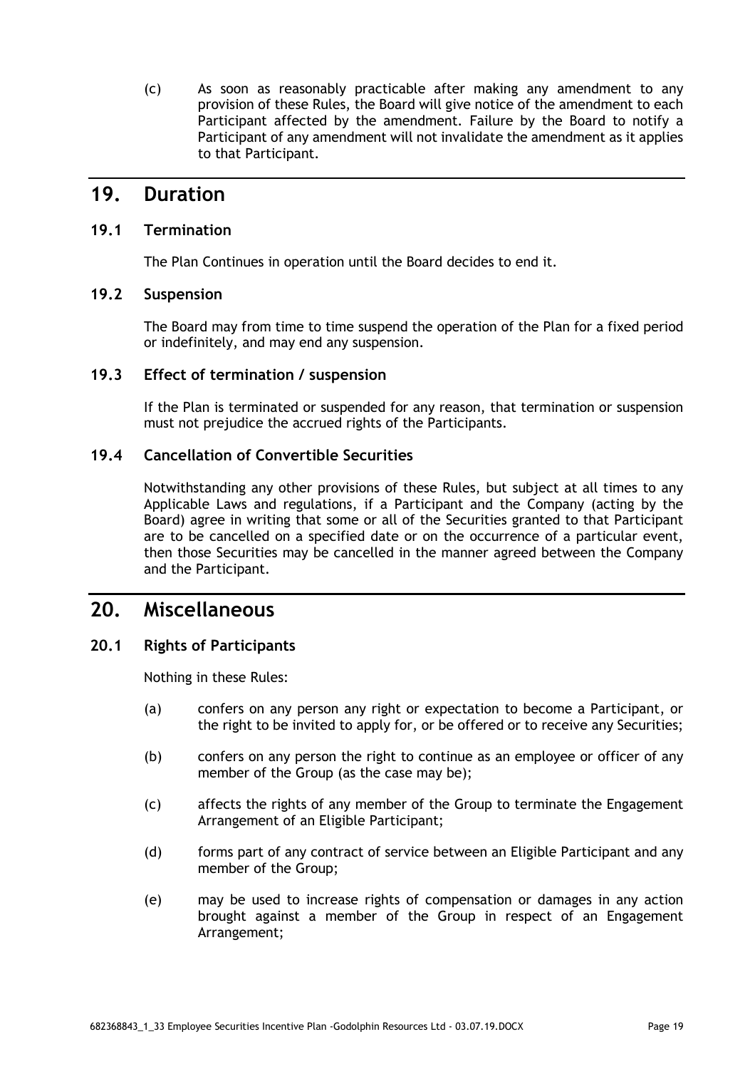(c) As soon as reasonably practicable after making any amendment to any provision of these Rules, the Board will give notice of the amendment to each Participant affected by the amendment. Failure by the Board to notify a Participant of any amendment will not invalidate the amendment as it applies to that Participant.

## 19. Duration

### 19.1 Termination

The Plan Continues in operation until the Board decides to end it.

### 19.2 Suspension

The Board may from time to time suspend the operation of the Plan for a fixed period or indefinitely, and may end any suspension.

### 19.3 Effect of termination / suspension

If the Plan is terminated or suspended for any reason, that termination or suspension must not prejudice the accrued rights of the Participants.

### 19.4 Cancellation of Convertible Securities

Notwithstanding any other provisions of these Rules, but subject at all times to any Applicable Laws and regulations, if a Participant and the Company (acting by the Board) agree in writing that some or all of the Securities granted to that Participant are to be cancelled on a specified date or on the occurrence of a particular event, then those Securities may be cancelled in the manner agreed between the Company and the Participant.

## 20. Miscellaneous

### 20.1 Rights of Participants

Nothing in these Rules:

(a) confers on any person any right or expectation to become a Participant, or the right to be invited to apply for, or be offered or to receive any Securities;

(b) confers on any person the right to continue as an employee or officer of any member of the Group (as the case may be);

(c) affects the rights of any member of the Group to terminate the Engagement Arrangement of an Eligible Participant;

(d) forms part of any contract of service between an Eligible Participant and any member of the Group;

(e) may be used to increase rights of compensation or damages in any action brought against a member of the Group in respect of an Engagement Arrangement;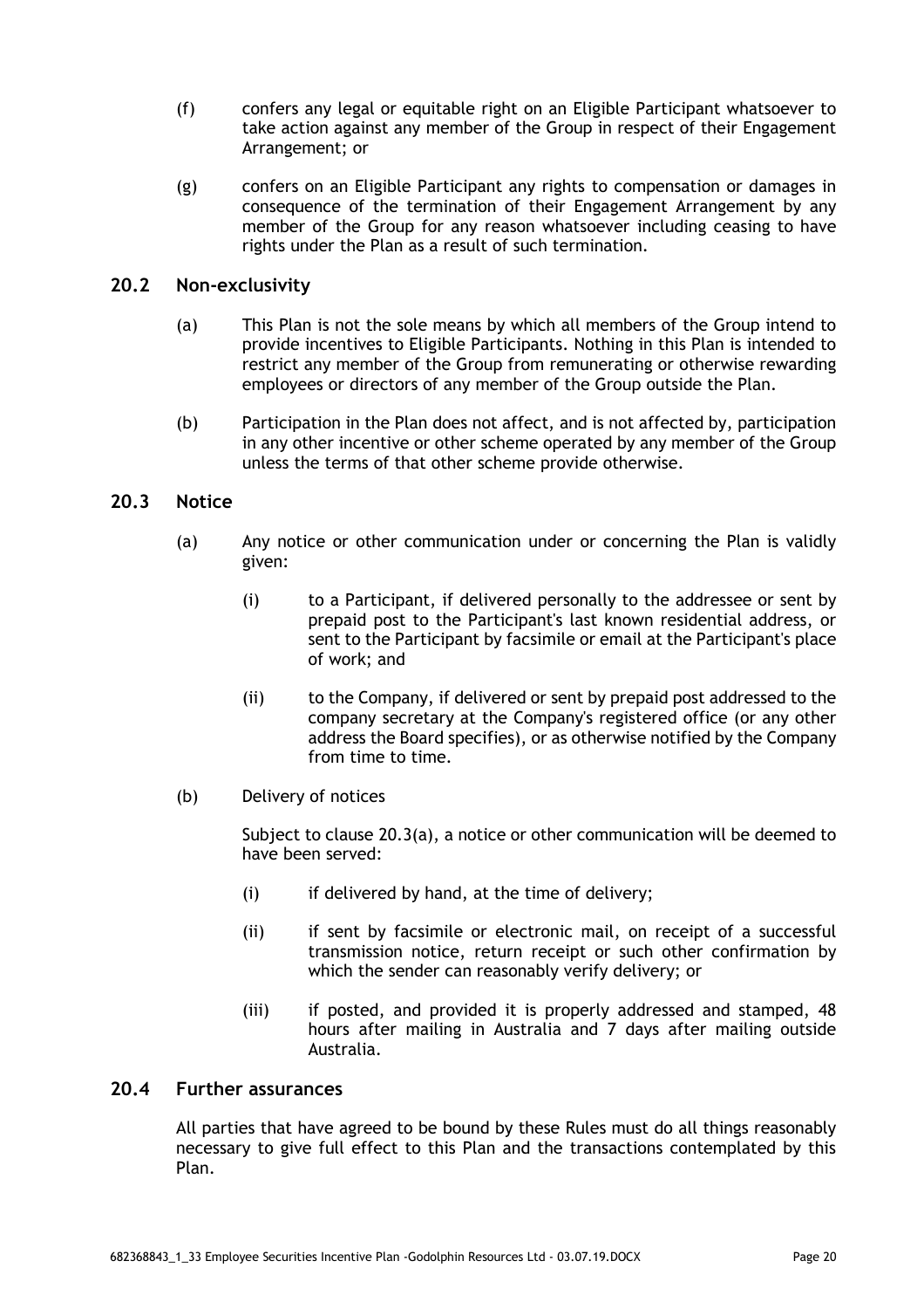(f) confers any legal or equitable right on an Eligible Participant whatsoever to take action against any member of the Group in respect of their Engagement Arrangement; or

(g) confers on an Eligible Participant any rights to compensation or damages in consequence of the termination of their Engagement Arrangement by any member of the Group for any reason whatsoever including ceasing to have rights under the Plan as a result of such termination.

## 20.2 Non-exclusivity

(a) This Plan is not the sole means by which all members of the Group intend to provide incentives to Eligible Participants. Nothing in this Plan is intended to restrict any member of the Group from remunerating or otherwise rewarding employees or directors of any member of the Group outside the Plan.

(b) Participation in the Plan does not affect, and is not affected by, participation in any other incentive or other scheme operated by any member of the Group unless the terms of that other scheme provide otherwise.

## 20.3 Notice

(a) Any notice or other communication under or concerning the Plan is validly given:

(i) to a Participant, if delivered personally to the addressee or sent by prepaid post to the Participant's last known residential address, or sent to the Participant by facsimile or email at the Participant's place of work; and

(ii) to the Company, if delivered or sent by prepaid post addressed to the company secretary at the Company's registered office (or any other address the Board specifies), or as otherwise notified by the Company from time to time.

(b) Delivery of notices

Subject to clause 20.3(a), a notice or other communication will be deemed to have been served:

(i) if delivered by hand, at the time of delivery;

(ii) if sent by facsimile or electronic mail, on receipt of a successful transmission notice, return receipt or such other confirmation by which the sender can reasonably verify delivery; or

(iii) if posted, and provided it is properly addressed and stamped, 48 hours after mailing in Australia and 7 days after mailing outside Australia.

## 20.4 Further assurances

All parties that have agreed to be bound by these Rules must do all things reasonably necessary to give full effect to this Plan and the transactions contemplated by this Plan.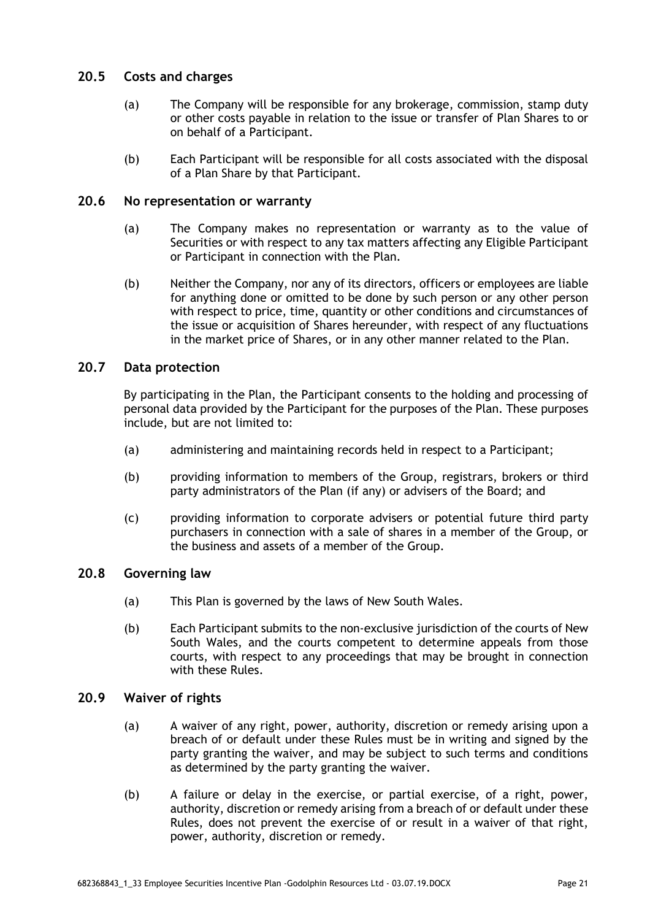## 20.5 Costs and charges

(a) The Company will be responsible for any brokerage, commission, stamp duty or other costs payable in relation to the issue or transfer of Plan Shares to or on behalf of a Participant.

(b) Each Participant will be responsible for all costs associated with the disposal of a Plan Share by that Participant.

## 20.6 No representation or warranty

(a) The Company makes no representation or warranty as to the value of Securities or with respect to any tax matters affecting any Eligible Participant or Participant in connection with the Plan.

(b) Neither the Company, nor any of its directors, officers or employees are liable for anything done or omitted to be done by such person or any other person with respect to price, time, quantity or other conditions and circumstances of the issue or acquisition of Shares hereunder, with respect of any fluctuations in the market price of Shares, or in any other manner related to the Plan.

## 20.7 Data protection

By participating in the Plan, the Participant consents to the holding and processing of personal data provided by the Participant for the purposes of the Plan. These purposes include, but are not limited to:

(a) administering and maintaining records held in respect to a Participant;

(b) providing information to members of the Group, registrars, brokers or third party administrators of the Plan (if any) or advisers of the Board; and

(c) providing information to corporate advisers or potential future third party purchasers in connection with a sale of shares in a member of the Group, or the business and assets of a member of the Group.

## 20.8 Governing law

(a) This Plan is governed by the laws of New South Wales.

(b) Each Participant submits to the non-exclusive jurisdiction of the courts of New South Wales, and the courts competent to determine appeals from those courts, with respect to any proceedings that may be brought in connection with these Rules.

## 20.9 Waiver of rights

(a) A waiver of any right, power, authority, discretion or remedy arising upon a breach of or default under these Rules must be in writing and signed by the party granting the waiver, and may be subject to such terms and conditions as determined by the party granting the waiver.

(b) A failure or delay in the exercise, or partial exercise, of a right, power, authority, discretion or remedy arising from a breach of or default under these Rules, does not prevent the exercise of or result in a waiver of that right, power, authority, discretion or remedy.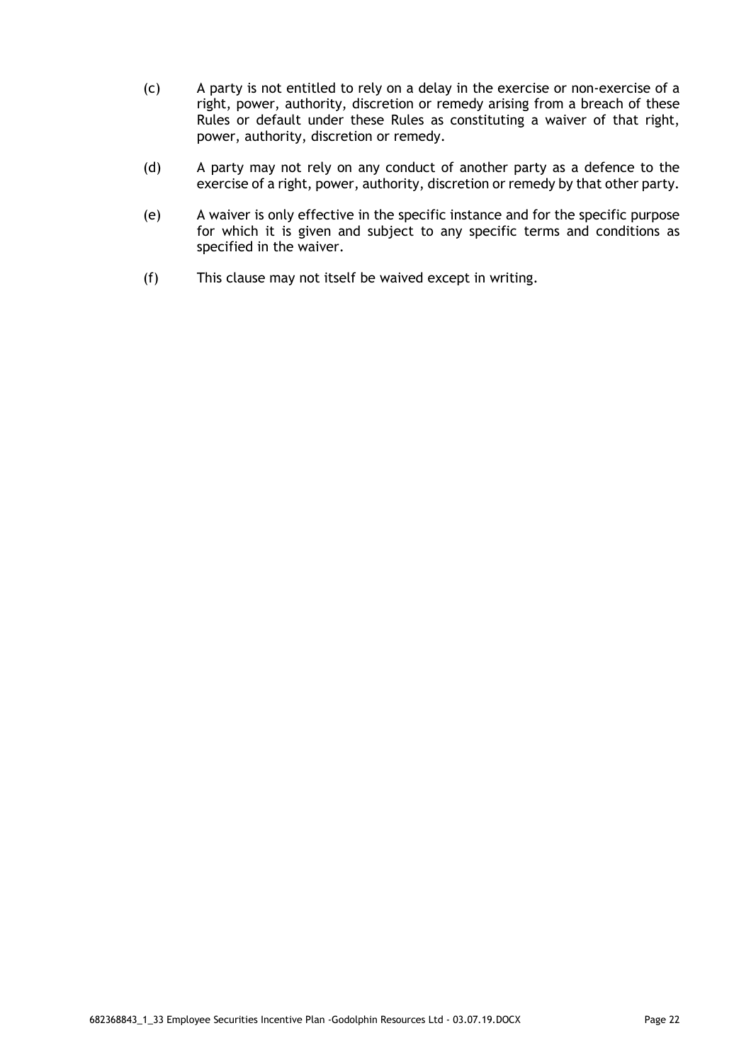(c) A party is not entitled to rely on a delay in the exercise or non-exercise of a right, power, authority, discretion or remedy arising from a breach of these Rules or default under these Rules as constituting a waiver of that right, power, authority, discretion or remedy.

(d) A party may not rely on any conduct of another party as a defence to the exercise of a right, power, authority, discretion or remedy by that other party.

(e) A waiver is only effective in the specific instance and for the specific purpose for which it is given and subject to any specific terms and conditions as specified in the waiver.

(f) This clause may not itself be waived except in writing.